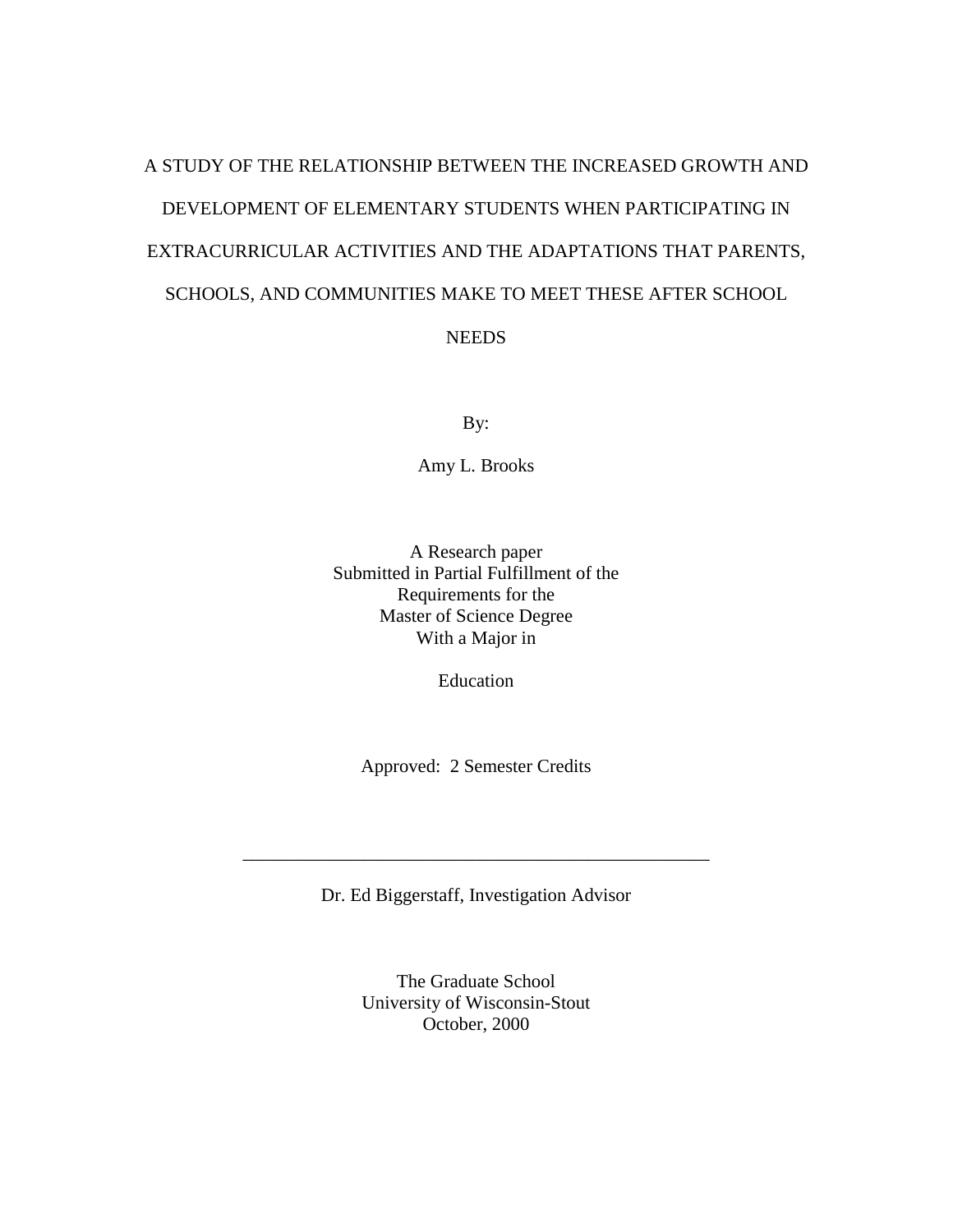# A STUDY OF THE RELATIONSHIP BETWEEN THE INCREASED GROWTH AND DEVELOPMENT OF ELEMENTARY STUDENTS WHEN PARTICIPATING IN EXTRACURRICULAR ACTIVITIES AND THE ADAPTATIONS THAT PARENTS, SCHOOLS, AND COMMUNITIES MAKE TO MEET THESE AFTER SCHOOL NEEDS

By:

Amy L. Brooks

A Research paper
Submitted in Partial Fulfillment of the
Requirements for the
Master of Science Degree
With a Major in

Education

Approved: 2 Semester Credits

___________________________________________________

Dr. Ed Biggerstaff, Investigation Advisor

The Graduate School
University of Wisconsin-Stout
October, 2000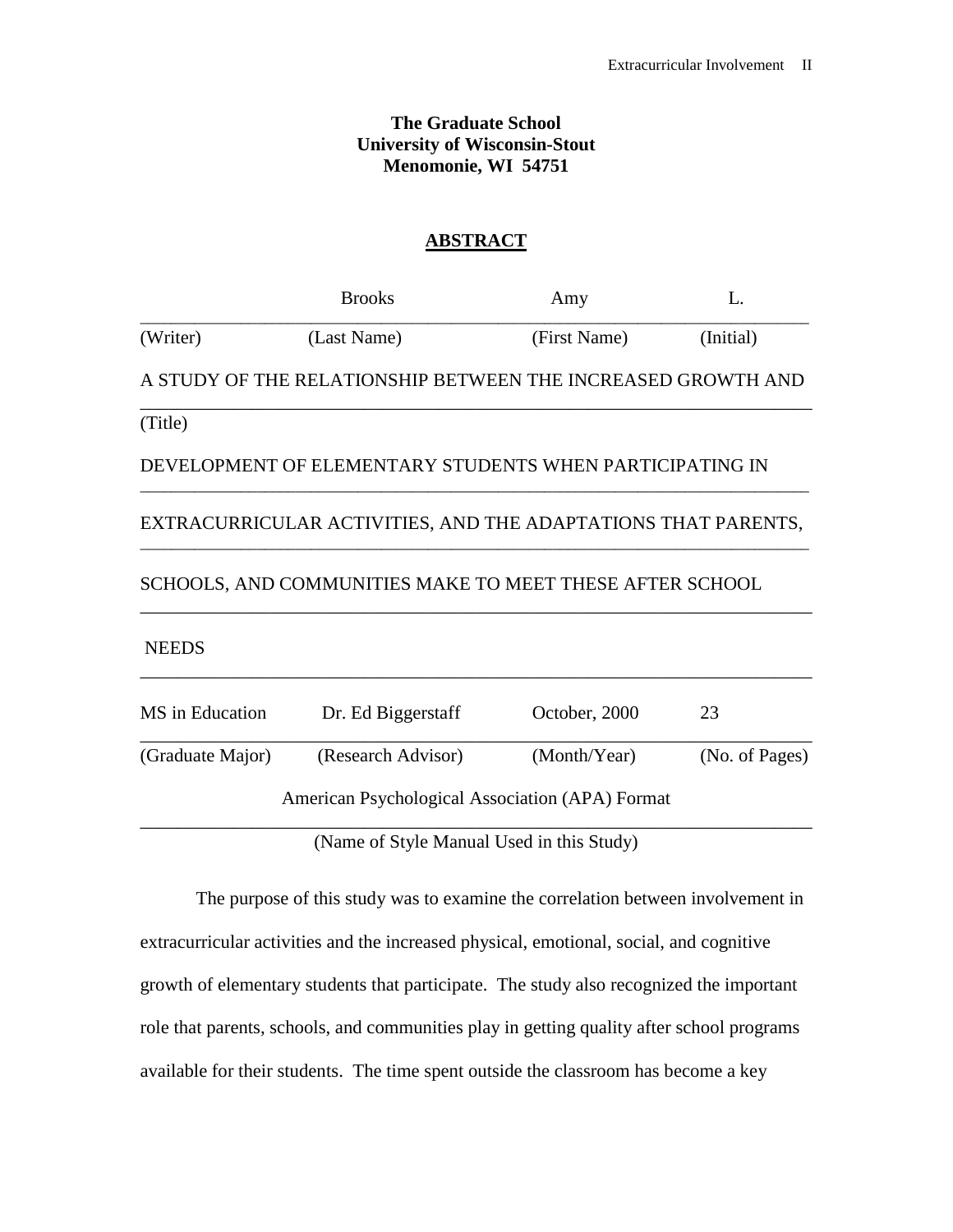**The Graduate School**
**University of Wisconsin-Stout**
**Menomonie, WI 54751**

## ABSTRACT

| | Brooks | Amy | L. |
|---|---|---|---|
| (Writer) | (Last Name) | (First Name) | (Initial) |

A STUDY OF THE RELATIONSHIP BETWEEN THE INCREASED GROWTH AND DEVELOPMENT OF ELEMENTARY STUDENTS WHEN PARTICIPATING IN EXTRACURRICULAR ACTIVITIES, AND THE ADAPTATIONS THAT PARENTS, SCHOOLS, AND COMMUNITIES MAKE TO MEET THESE AFTER SCHOOL NEEDS

(Title)

| MS in Education | Dr. Ed Biggerstaff | October, 2000 | 23 |
|---|---|---|---|
| (Graduate Major) | (Research Advisor) | (Month/Year) | (No. of Pages) |

American Psychological Association (APA) Format

(Name of Style Manual Used in this Study)

The purpose of this study was to examine the correlation between involvement in extracurricular activities and the increased physical, emotional, social, and cognitive growth of elementary students that participate. The study also recognized the important role that parents, schools, and communities play in getting quality after school programs available for their students. The time spent outside the classroom has become a key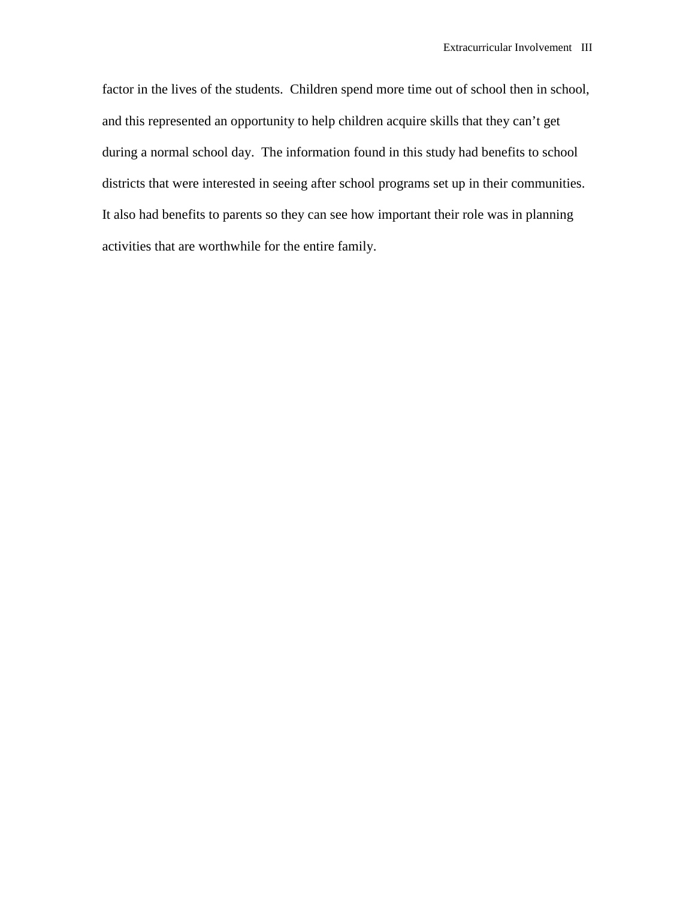factor in the lives of the students. Children spend more time out of school then in school, and this represented an opportunity to help children acquire skills that they can't get during a normal school day. The information found in this study had benefits to school districts that were interested in seeing after school programs set up in their communities. It also had benefits to parents so they can see how important their role was in planning activities that are worthwhile for the entire family.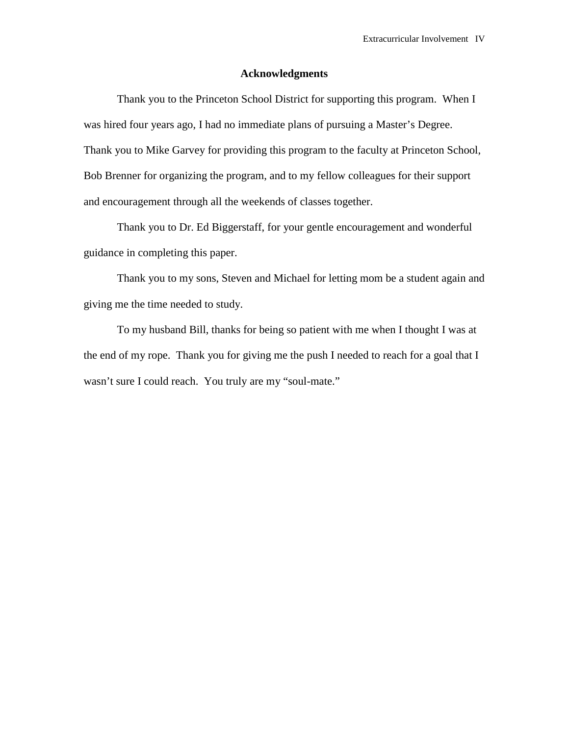## Acknowledgments

Thank you to the Princeton School District for supporting this program. When I was hired four years ago, I had no immediate plans of pursuing a Master's Degree. Thank you to Mike Garvey for providing this program to the faculty at Princeton School, Bob Brenner for organizing the program, and to my fellow colleagues for their support and encouragement through all the weekends of classes together.

Thank you to Dr. Ed Biggerstaff, for your gentle encouragement and wonderful guidance in completing this paper.

Thank you to my sons, Steven and Michael for letting mom be a student again and giving me the time needed to study.

To my husband Bill, thanks for being so patient with me when I thought I was at the end of my rope. Thank you for giving me the push I needed to reach for a goal that I wasn't sure I could reach. You truly are my "soul-mate."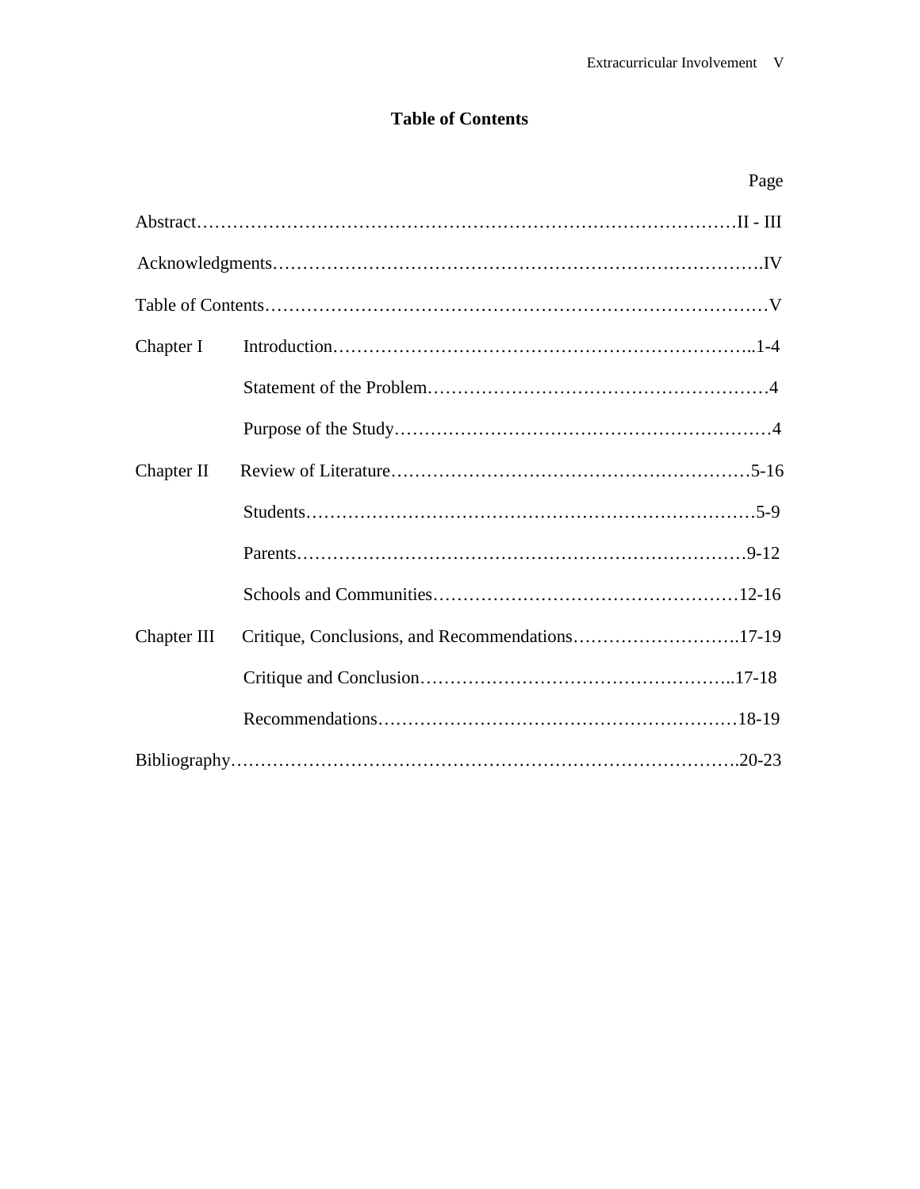# Table of Contents

| | | Page |
|---|---|---|
| Abstract | | II - III |
| Acknowledgments | | IV |
| Table of Contents | | V |
| Chapter I | Introduction | 1-4 |
| | Statement of the Problem | 4 |
| | Purpose of the Study | 4 |
| Chapter II | Review of Literature | 5-16 |
| | Students | 5-9 |
| | Parents | 9-12 |
| | Schools and Communities | 12-16 |
| Chapter III | Critique, Conclusions, and Recommendations | 17-19 |
| | Critique and Conclusion | 17-18 |
| | Recommendations | 18-19 |
| Bibliography | | 20-23 |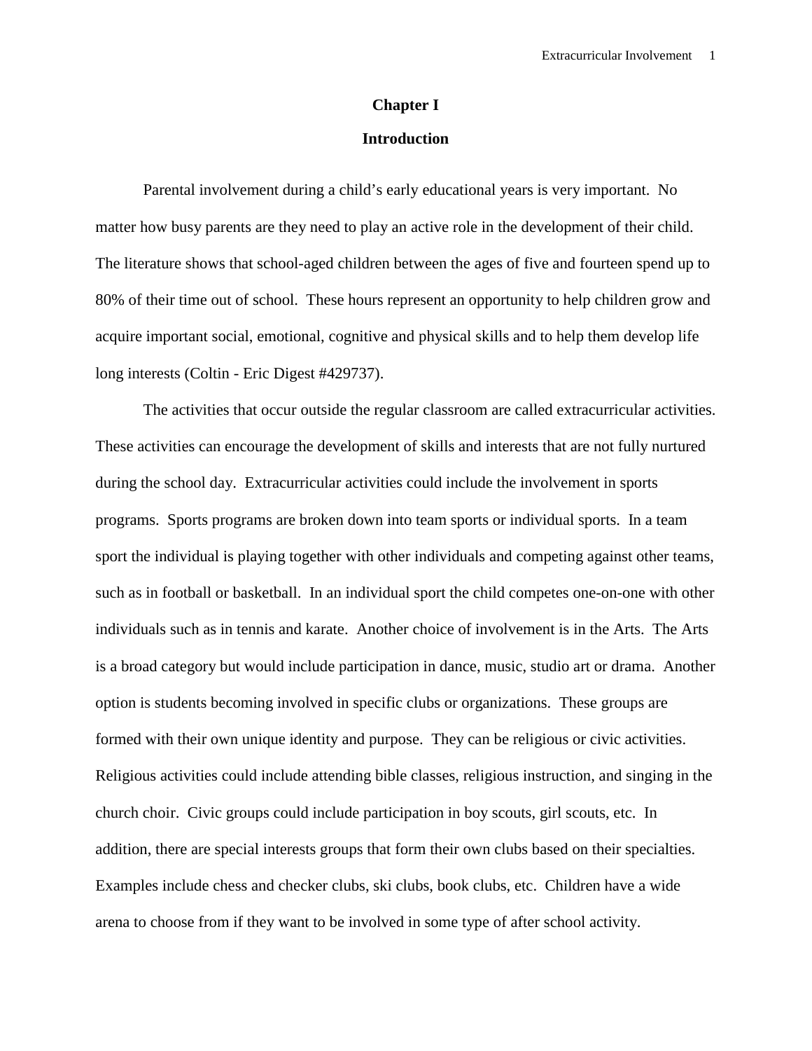# Chapter I

## Introduction

Parental involvement during a child's early educational years is very important. No matter how busy parents are they need to play an active role in the development of their child. The literature shows that school-aged children between the ages of five and fourteen spend up to 80% of their time out of school. These hours represent an opportunity to help children grow and acquire important social, emotional, cognitive and physical skills and to help them develop life long interests (Coltin - Eric Digest #429737).

The activities that occur outside the regular classroom are called extracurricular activities. These activities can encourage the development of skills and interests that are not fully nurtured during the school day. Extracurricular activities could include the involvement in sports programs. Sports programs are broken down into team sports or individual sports. In a team sport the individual is playing together with other individuals and competing against other teams, such as in football or basketball. In an individual sport the child competes one-on-one with other individuals such as in tennis and karate. Another choice of involvement is in the Arts. The Arts is a broad category but would include participation in dance, music, studio art or drama. Another option is students becoming involved in specific clubs or organizations. These groups are formed with their own unique identity and purpose. They can be religious or civic activities. Religious activities could include attending bible classes, religious instruction, and singing in the church choir. Civic groups could include participation in boy scouts, girl scouts, etc. In addition, there are special interests groups that form their own clubs based on their specialties. Examples include chess and checker clubs, ski clubs, book clubs, etc. Children have a wide arena to choose from if they want to be involved in some type of after school activity.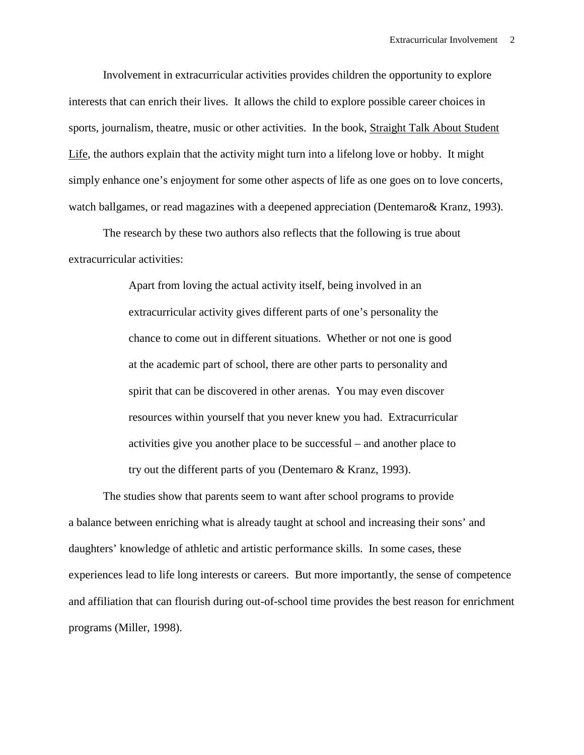Involvement in extracurricular activities provides children the opportunity to explore interests that can enrich their lives. It allows the child to explore possible career choices in sports, journalism, theatre, music or other activities. In the book, Straight Talk About Student Life, the authors explain that the activity might turn into a lifelong love or hobby. It might simply enhance one's enjoyment for some other aspects of life as one goes on to love concerts, watch ballgames, or read magazines with a deepened appreciation (Dentemaro& Kranz, 1993).

The research by these two authors also reflects that the following is true about extracurricular activities:

> Apart from loving the actual activity itself, being involved in an extracurricular activity gives different parts of one's personality the chance to come out in different situations. Whether or not one is good at the academic part of school, there are other parts to personality and spirit that can be discovered in other arenas. You may even discover resources within yourself that you never knew you had. Extracurricular activities give you another place to be successful – and another place to try out the different parts of you (Dentemaro & Kranz, 1993).

The studies show that parents seem to want after school programs to provide a balance between enriching what is already taught at school and increasing their sons' and daughters' knowledge of athletic and artistic performance skills. In some cases, these experiences lead to life long interests or careers. But more importantly, the sense of competence and affiliation that can flourish during out-of-school time provides the best reason for enrichment programs (Miller, 1998).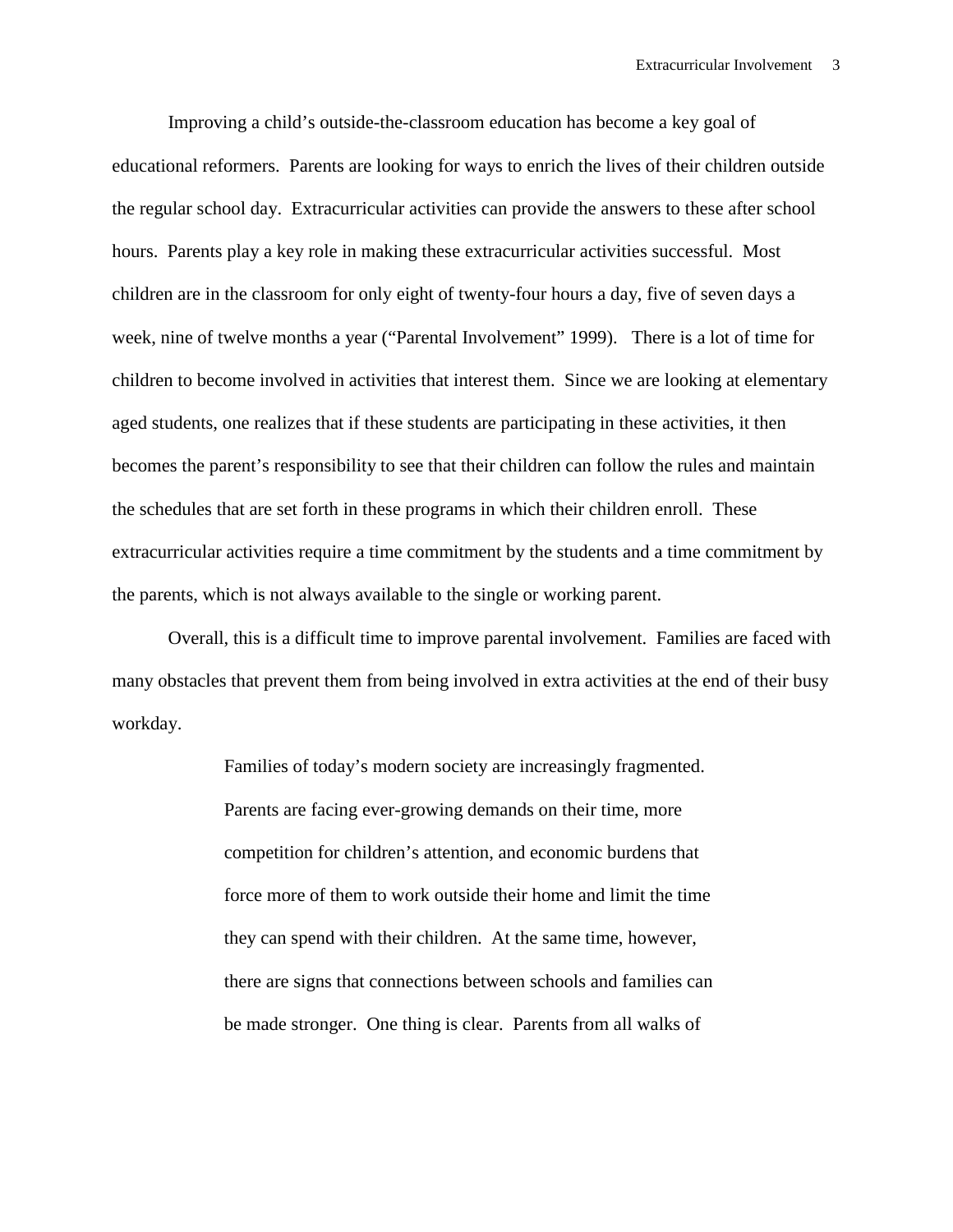Improving a child's outside-the-classroom education has become a key goal of educational reformers. Parents are looking for ways to enrich the lives of their children outside the regular school day. Extracurricular activities can provide the answers to these after school hours. Parents play a key role in making these extracurricular activities successful. Most children are in the classroom for only eight of twenty-four hours a day, five of seven days a week, nine of twelve months a year ("Parental Involvement" 1999). There is a lot of time for children to become involved in activities that interest them. Since we are looking at elementary aged students, one realizes that if these students are participating in these activities, it then becomes the parent's responsibility to see that their children can follow the rules and maintain the schedules that are set forth in these programs in which their children enroll. These extracurricular activities require a time commitment by the students and a time commitment by the parents, which is not always available to the single or working parent.

Overall, this is a difficult time to improve parental involvement. Families are faced with many obstacles that prevent them from being involved in extra activities at the end of their busy workday.

> Families of today's modern society are increasingly fragmented. Parents are facing ever-growing demands on their time, more competition for children's attention, and economic burdens that force more of them to work outside their home and limit the time they can spend with their children. At the same time, however, there are signs that connections between schools and families can be made stronger. One thing is clear. Parents from all walks of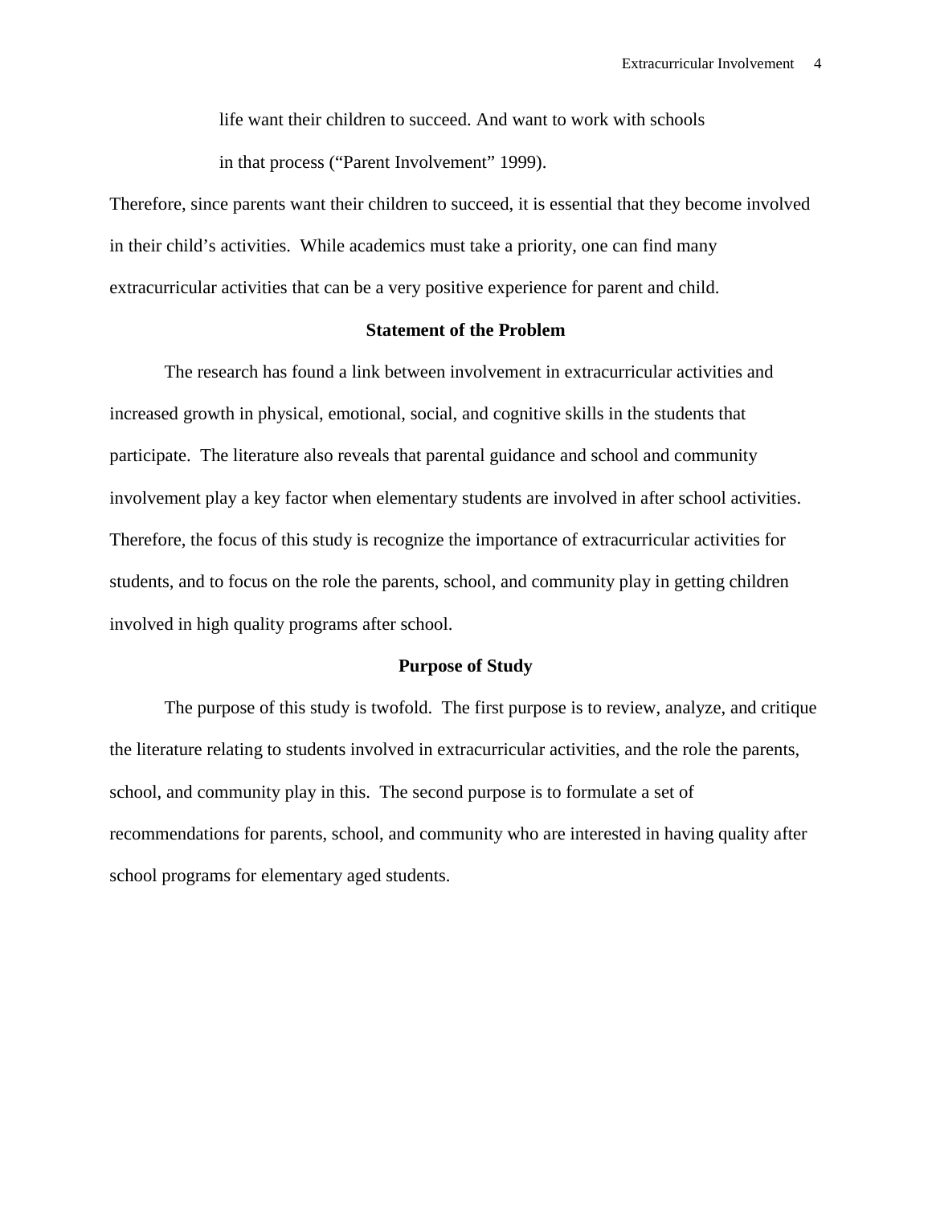> life want their children to succeed. And want to work with schools
> in that process ("Parent Involvement" 1999).

Therefore, since parents want their children to succeed, it is essential that they become involved in their child's activities. While academics must take a priority, one can find many extracurricular activities that can be a very positive experience for parent and child.

## Statement of the Problem

The research has found a link between involvement in extracurricular activities and increased growth in physical, emotional, social, and cognitive skills in the students that participate. The literature also reveals that parental guidance and school and community involvement play a key factor when elementary students are involved in after school activities. Therefore, the focus of this study is recognize the importance of extracurricular activities for students, and to focus on the role the parents, school, and community play in getting children involved in high quality programs after school.

## Purpose of Study

The purpose of this study is twofold. The first purpose is to review, analyze, and critique the literature relating to students involved in extracurricular activities, and the role the parents, school, and community play in this. The second purpose is to formulate a set of recommendations for parents, school, and community who are interested in having quality after school programs for elementary aged students.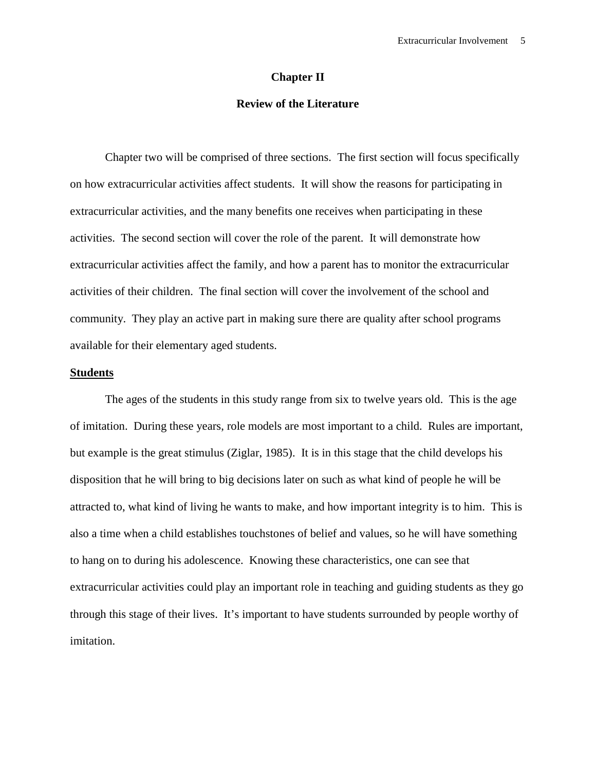# Chapter II

## Review of the Literature

Chapter two will be comprised of three sections. The first section will focus specifically on how extracurricular activities affect students. It will show the reasons for participating in extracurricular activities, and the many benefits one receives when participating in these activities. The second section will cover the role of the parent. It will demonstrate how extracurricular activities affect the family, and how a parent has to monitor the extracurricular activities of their children. The final section will cover the involvement of the school and community. They play an active part in making sure there are quality after school programs available for their elementary aged students.

### Students

The ages of the students in this study range from six to twelve years old. This is the age of imitation. During these years, role models are most important to a child. Rules are important, but example is the great stimulus (Ziglar, 1985). It is in this stage that the child develops his disposition that he will bring to big decisions later on such as what kind of people he will be attracted to, what kind of living he wants to make, and how important integrity is to him. This is also a time when a child establishes touchstones of belief and values, so he will have something to hang on to during his adolescence. Knowing these characteristics, one can see that extracurricular activities could play an important role in teaching and guiding students as they go through this stage of their lives. It's important to have students surrounded by people worthy of imitation.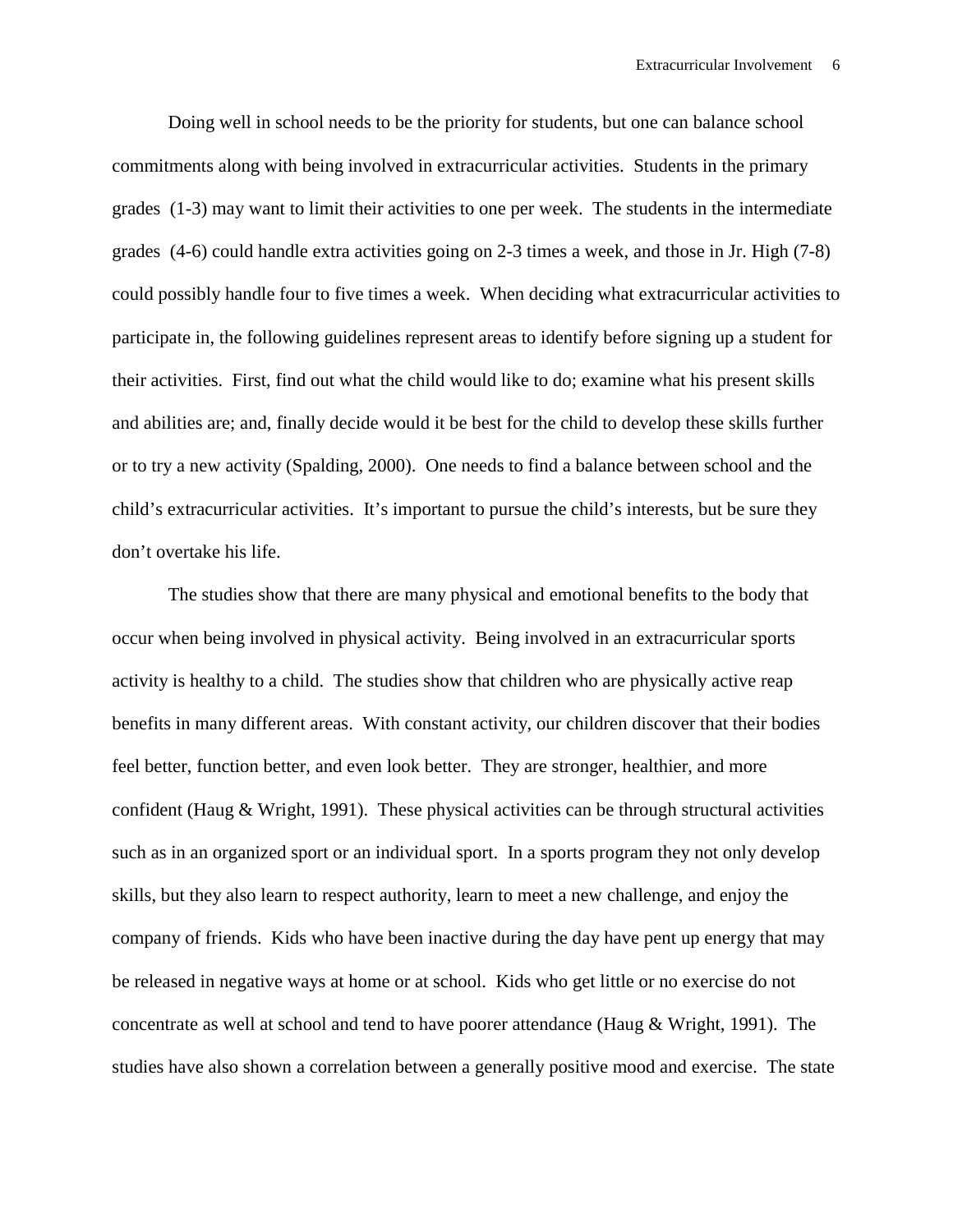Doing well in school needs to be the priority for students, but one can balance school commitments along with being involved in extracurricular activities. Students in the primary grades (1-3) may want to limit their activities to one per week. The students in the intermediate grades (4-6) could handle extra activities going on 2-3 times a week, and those in Jr. High (7-8) could possibly handle four to five times a week. When deciding what extracurricular activities to participate in, the following guidelines represent areas to identify before signing up a student for their activities. First, find out what the child would like to do; examine what his present skills and abilities are; and, finally decide would it be best for the child to develop these skills further or to try a new activity (Spalding, 2000). One needs to find a balance between school and the child's extracurricular activities. It's important to pursue the child's interests, but be sure they don't overtake his life.

The studies show that there are many physical and emotional benefits to the body that occur when being involved in physical activity. Being involved in an extracurricular sports activity is healthy to a child. The studies show that children who are physically active reap benefits in many different areas. With constant activity, our children discover that their bodies feel better, function better, and even look better. They are stronger, healthier, and more confident (Haug & Wright, 1991). These physical activities can be through structural activities such as in an organized sport or an individual sport. In a sports program they not only develop skills, but they also learn to respect authority, learn to meet a new challenge, and enjoy the company of friends. Kids who have been inactive during the day have pent up energy that may be released in negative ways at home or at school. Kids who get little or no exercise do not concentrate as well at school and tend to have poorer attendance (Haug & Wright, 1991). The studies have also shown a correlation between a generally positive mood and exercise. The state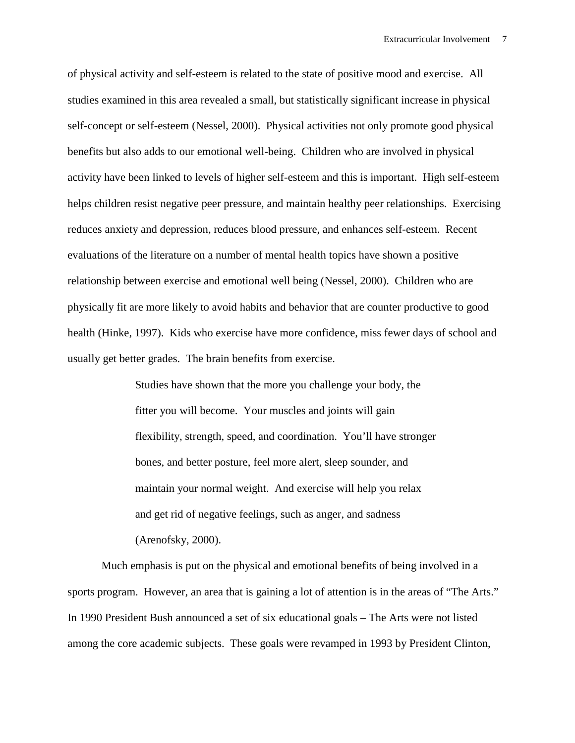of physical activity and self-esteem is related to the state of positive mood and exercise. All studies examined in this area revealed a small, but statistically significant increase in physical self-concept or self-esteem (Nessel, 2000). Physical activities not only promote good physical benefits but also adds to our emotional well-being. Children who are involved in physical activity have been linked to levels of higher self-esteem and this is important. High self-esteem helps children resist negative peer pressure, and maintain healthy peer relationships. Exercising reduces anxiety and depression, reduces blood pressure, and enhances self-esteem. Recent evaluations of the literature on a number of mental health topics have shown a positive relationship between exercise and emotional well being (Nessel, 2000). Children who are physically fit are more likely to avoid habits and behavior that are counter productive to good health (Hinke, 1997). Kids who exercise have more confidence, miss fewer days of school and usually get better grades. The brain benefits from exercise.

> Studies have shown that the more you challenge your body, the fitter you will become. Your muscles and joints will gain flexibility, strength, speed, and coordination. You'll have stronger bones, and better posture, feel more alert, sleep sounder, and maintain your normal weight. And exercise will help you relax and get rid of negative feelings, such as anger, and sadness (Arenofsky, 2000).

Much emphasis is put on the physical and emotional benefits of being involved in a sports program. However, an area that is gaining a lot of attention is in the areas of "The Arts." In 1990 President Bush announced a set of six educational goals – The Arts were not listed among the core academic subjects. These goals were revamped in 1993 by President Clinton,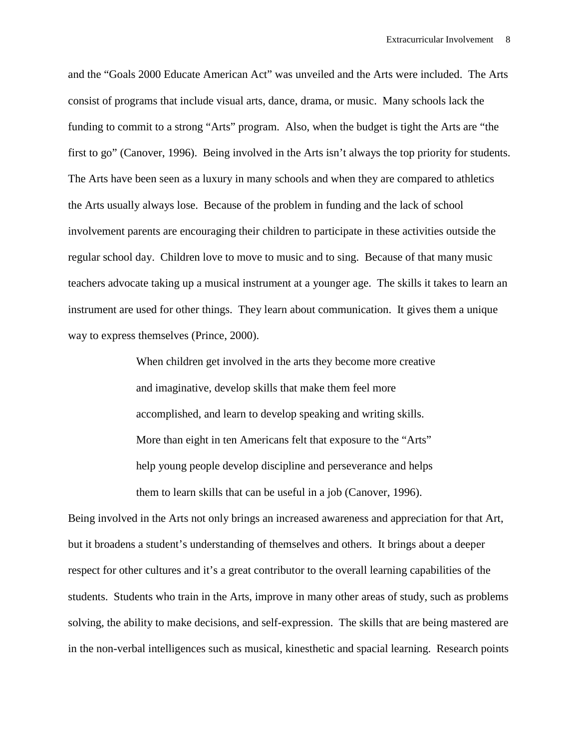and the "Goals 2000 Educate American Act" was unveiled and the Arts were included. The Arts consist of programs that include visual arts, dance, drama, or music. Many schools lack the funding to commit to a strong "Arts" program. Also, when the budget is tight the Arts are "the first to go" (Canover, 1996). Being involved in the Arts isn't always the top priority for students. The Arts have been seen as a luxury in many schools and when they are compared to athletics the Arts usually always lose. Because of the problem in funding and the lack of school involvement parents are encouraging their children to participate in these activities outside the regular school day. Children love to move to music and to sing. Because of that many music teachers advocate taking up a musical instrument at a younger age. The skills it takes to learn an instrument are used for other things. They learn about communication. It gives them a unique way to express themselves (Prince, 2000).

> When children get involved in the arts they become more creative and imaginative, develop skills that make them feel more accomplished, and learn to develop speaking and writing skills. More than eight in ten Americans felt that exposure to the "Arts" help young people develop discipline and perseverance and helps them to learn skills that can be useful in a job (Canover, 1996).

Being involved in the Arts not only brings an increased awareness and appreciation for that Art, but it broadens a student's understanding of themselves and others. It brings about a deeper respect for other cultures and it's a great contributor to the overall learning capabilities of the students. Students who train in the Arts, improve in many other areas of study, such as problems solving, the ability to make decisions, and self-expression. The skills that are being mastered are in the non-verbal intelligences such as musical, kinesthetic and spacial learning. Research points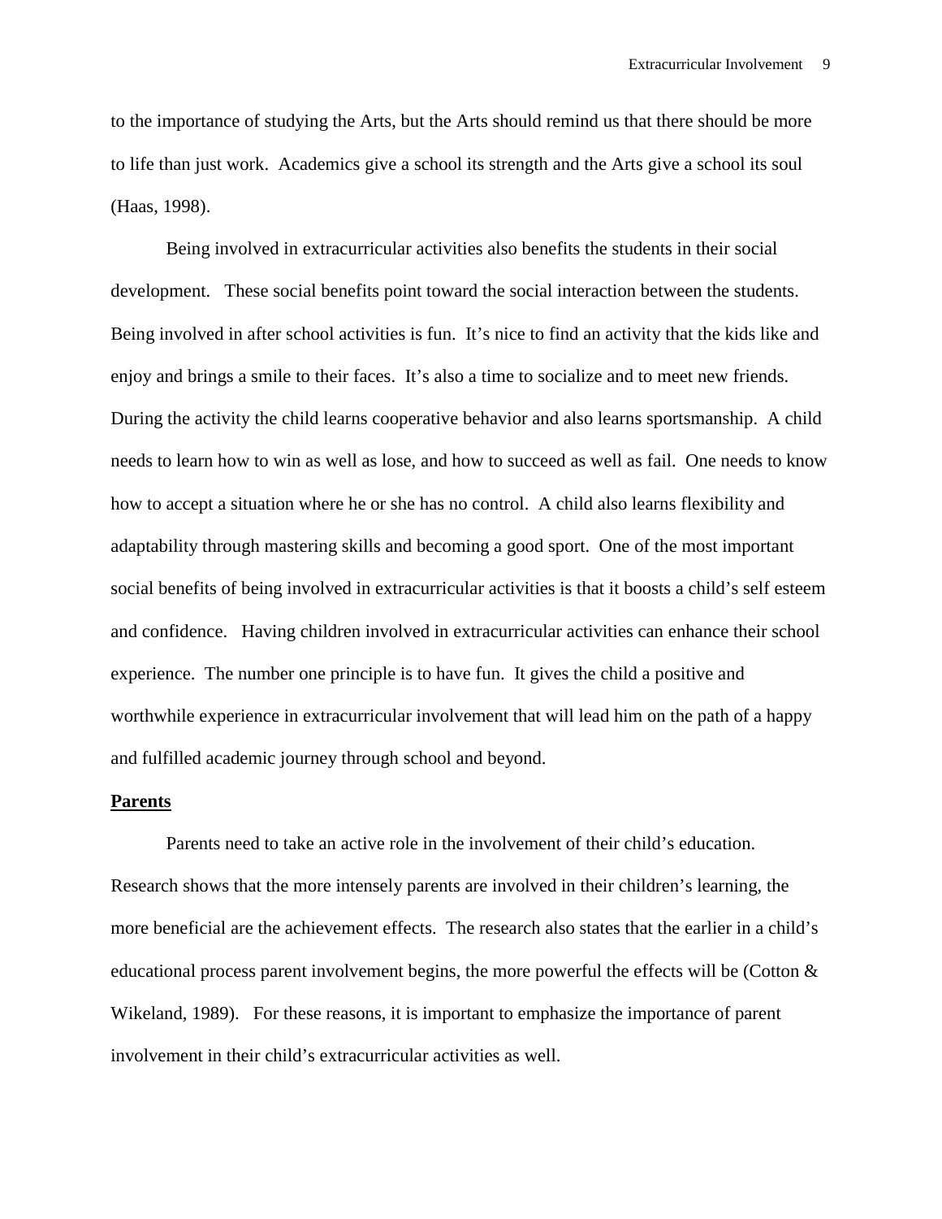to the importance of studying the Arts, but the Arts should remind us that there should be more to life than just work. Academics give a school its strength and the Arts give a school its soul (Haas, 1998).

Being involved in extracurricular activities also benefits the students in their social development. These social benefits point toward the social interaction between the students. Being involved in after school activities is fun. It's nice to find an activity that the kids like and enjoy and brings a smile to their faces. It's also a time to socialize and to meet new friends. During the activity the child learns cooperative behavior and also learns sportsmanship. A child needs to learn how to win as well as lose, and how to succeed as well as fail. One needs to know how to accept a situation where he or she has no control. A child also learns flexibility and adaptability through mastering skills and becoming a good sport. One of the most important social benefits of being involved in extracurricular activities is that it boosts a child's self esteem and confidence. Having children involved in extracurricular activities can enhance their school experience. The number one principle is to have fun. It gives the child a positive and worthwhile experience in extracurricular involvement that will lead him on the path of a happy and fulfilled academic journey through school and beyond.

**Parents**

Parents need to take an active role in the involvement of their child's education. Research shows that the more intensely parents are involved in their children's learning, the more beneficial are the achievement effects. The research also states that the earlier in a child's educational process parent involvement begins, the more powerful the effects will be (Cotton & Wikeland, 1989). For these reasons, it is important to emphasize the importance of parent involvement in their child's extracurricular activities as well.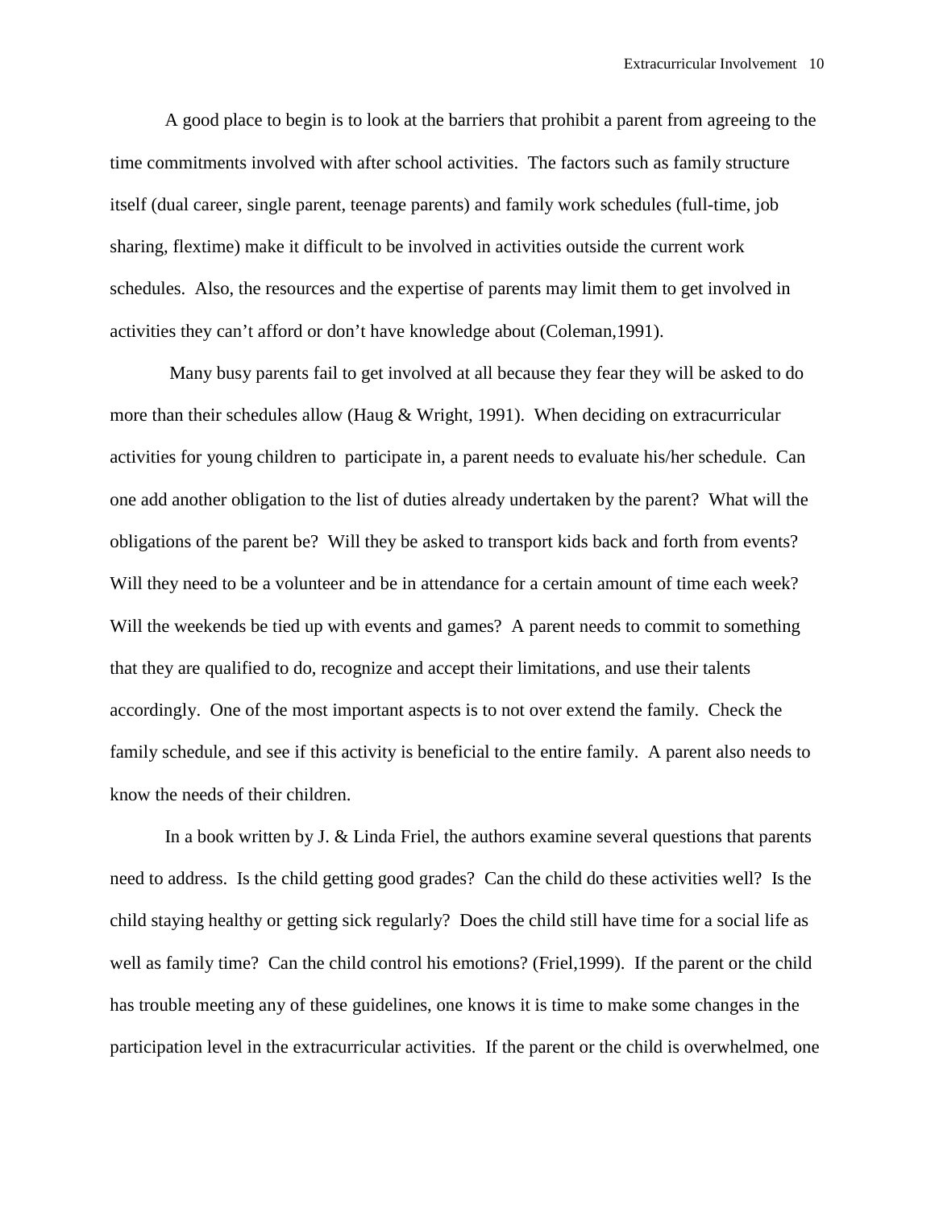A good place to begin is to look at the barriers that prohibit a parent from agreeing to the time commitments involved with after school activities. The factors such as family structure itself (dual career, single parent, teenage parents) and family work schedules (full-time, job sharing, flextime) make it difficult to be involved in activities outside the current work schedules. Also, the resources and the expertise of parents may limit them to get involved in activities they can't afford or don't have knowledge about (Coleman,1991).

Many busy parents fail to get involved at all because they fear they will be asked to do more than their schedules allow (Haug & Wright, 1991). When deciding on extracurricular activities for young children to participate in, a parent needs to evaluate his/her schedule. Can one add another obligation to the list of duties already undertaken by the parent? What will the obligations of the parent be? Will they be asked to transport kids back and forth from events? Will they need to be a volunteer and be in attendance for a certain amount of time each week? Will the weekends be tied up with events and games? A parent needs to commit to something that they are qualified to do, recognize and accept their limitations, and use their talents accordingly. One of the most important aspects is to not over extend the family. Check the family schedule, and see if this activity is beneficial to the entire family. A parent also needs to know the needs of their children.

In a book written by J. & Linda Friel, the authors examine several questions that parents need to address. Is the child getting good grades? Can the child do these activities well? Is the child staying healthy or getting sick regularly? Does the child still have time for a social life as well as family time? Can the child control his emotions? (Friel,1999). If the parent or the child has trouble meeting any of these guidelines, one knows it is time to make some changes in the participation level in the extracurricular activities. If the parent or the child is overwhelmed, one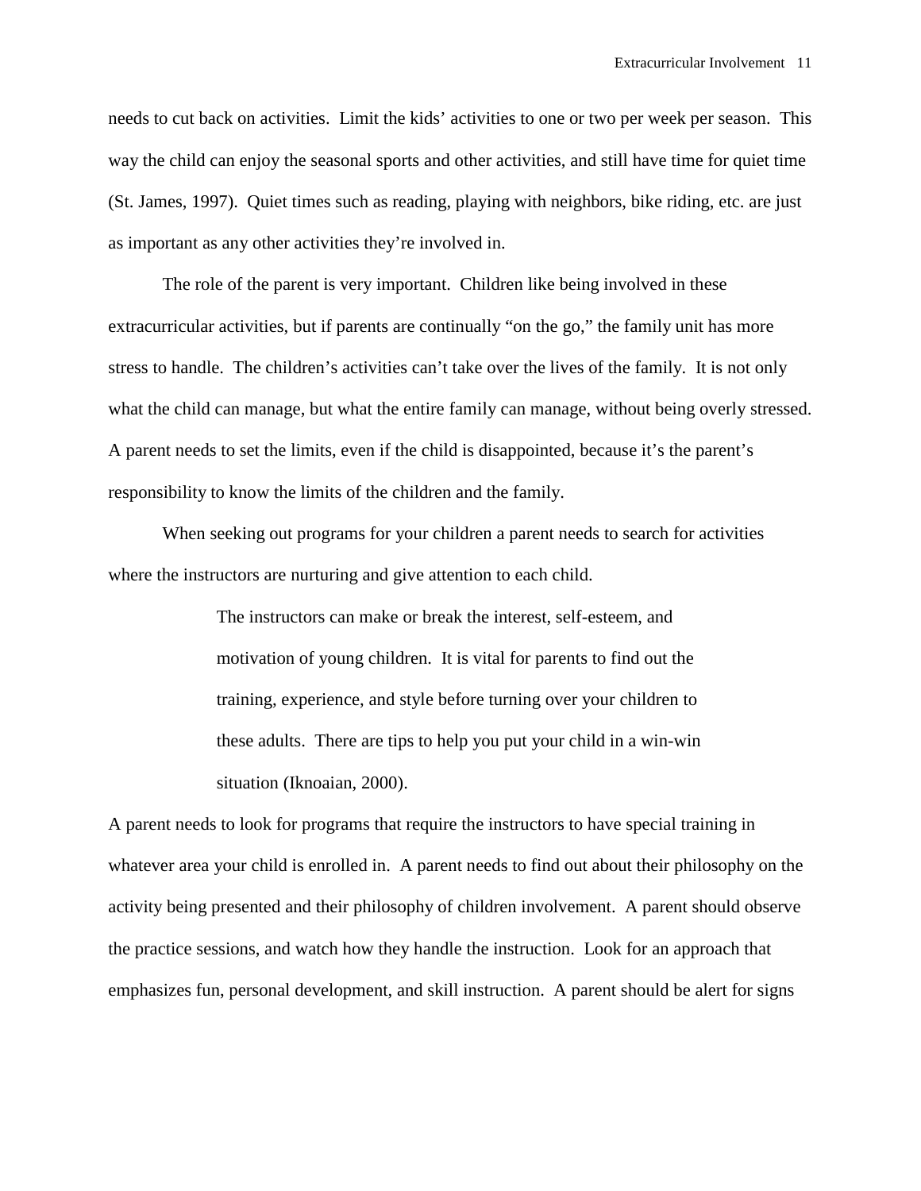needs to cut back on activities. Limit the kids' activities to one or two per week per season. This way the child can enjoy the seasonal sports and other activities, and still have time for quiet time (St. James, 1997). Quiet times such as reading, playing with neighbors, bike riding, etc. are just as important as any other activities they're involved in.

The role of the parent is very important. Children like being involved in these extracurricular activities, but if parents are continually "on the go," the family unit has more stress to handle. The children's activities can't take over the lives of the family. It is not only what the child can manage, but what the entire family can manage, without being overly stressed. A parent needs to set the limits, even if the child is disappointed, because it's the parent's responsibility to know the limits of the children and the family.

When seeking out programs for your children a parent needs to search for activities where the instructors are nurturing and give attention to each child.

> The instructors can make or break the interest, self-esteem, and motivation of young children. It is vital for parents to find out the training, experience, and style before turning over your children to these adults. There are tips to help you put your child in a win-win situation (Iknoaian, 2000).

A parent needs to look for programs that require the instructors to have special training in whatever area your child is enrolled in. A parent needs to find out about their philosophy on the activity being presented and their philosophy of children involvement. A parent should observe the practice sessions, and watch how they handle the instruction. Look for an approach that emphasizes fun, personal development, and skill instruction. A parent should be alert for signs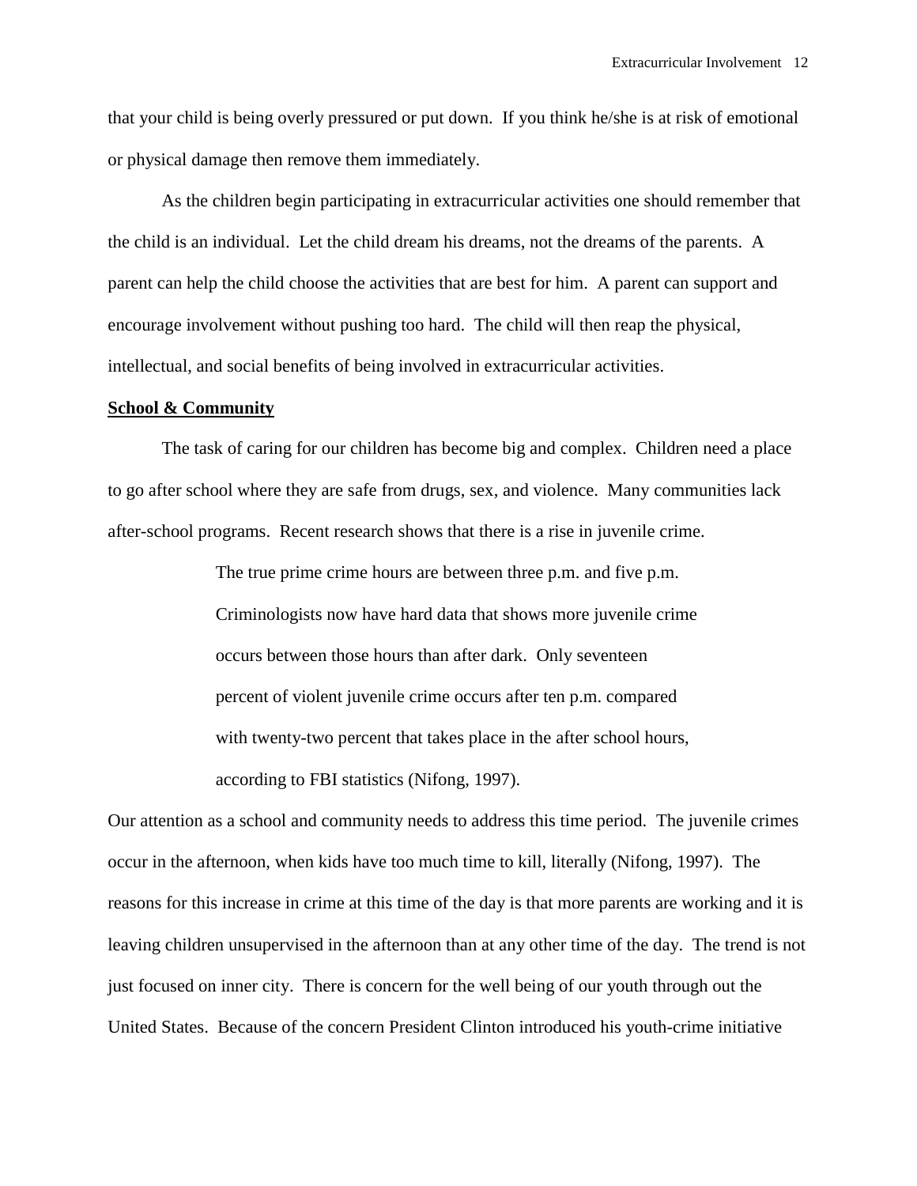that your child is being overly pressured or put down. If you think he/she is at risk of emotional or physical damage then remove them immediately.

As the children begin participating in extracurricular activities one should remember that the child is an individual. Let the child dream his dreams, not the dreams of the parents. A parent can help the child choose the activities that are best for him. A parent can support and encourage involvement without pushing too hard. The child will then reap the physical, intellectual, and social benefits of being involved in extracurricular activities.

**School & Community**

The task of caring for our children has become big and complex. Children need a place to go after school where they are safe from drugs, sex, and violence. Many communities lack after-school programs. Recent research shows that there is a rise in juvenile crime.

> The true prime crime hours are between three p.m. and five p.m. Criminologists now have hard data that shows more juvenile crime occurs between those hours than after dark. Only seventeen percent of violent juvenile crime occurs after ten p.m. compared with twenty-two percent that takes place in the after school hours, according to FBI statistics (Nifong, 1997).

Our attention as a school and community needs to address this time period. The juvenile crimes occur in the afternoon, when kids have too much time to kill, literally (Nifong, 1997). The reasons for this increase in crime at this time of the day is that more parents are working and it is leaving children unsupervised in the afternoon than at any other time of the day. The trend is not just focused on inner city. There is concern for the well being of our youth through out the United States. Because of the concern President Clinton introduced his youth-crime initiative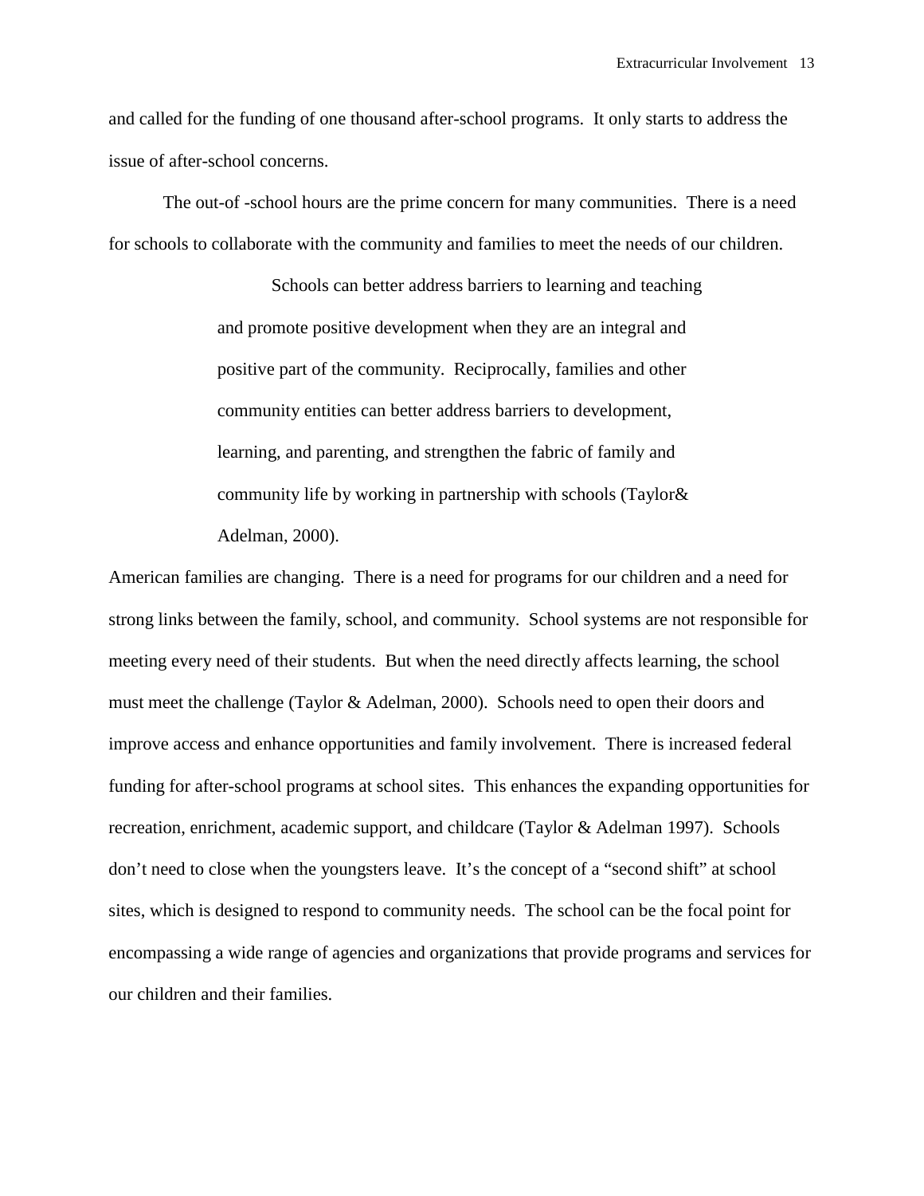and called for the funding of one thousand after-school programs. It only starts to address the issue of after-school concerns.

The out-of -school hours are the prime concern for many communities. There is a need for schools to collaborate with the community and families to meet the needs of our children.

> Schools can better address barriers to learning and teaching and promote positive development when they are an integral and positive part of the community. Reciprocally, families and other community entities can better address barriers to development, learning, and parenting, and strengthen the fabric of family and community life by working in partnership with schools (Taylor& Adelman, 2000).

American families are changing. There is a need for programs for our children and a need for strong links between the family, school, and community. School systems are not responsible for meeting every need of their students. But when the need directly affects learning, the school must meet the challenge (Taylor & Adelman, 2000). Schools need to open their doors and improve access and enhance opportunities and family involvement. There is increased federal funding for after-school programs at school sites. This enhances the expanding opportunities for recreation, enrichment, academic support, and childcare (Taylor & Adelman 1997). Schools don't need to close when the youngsters leave. It's the concept of a "second shift" at school sites, which is designed to respond to community needs. The school can be the focal point for encompassing a wide range of agencies and organizations that provide programs and services for our children and their families.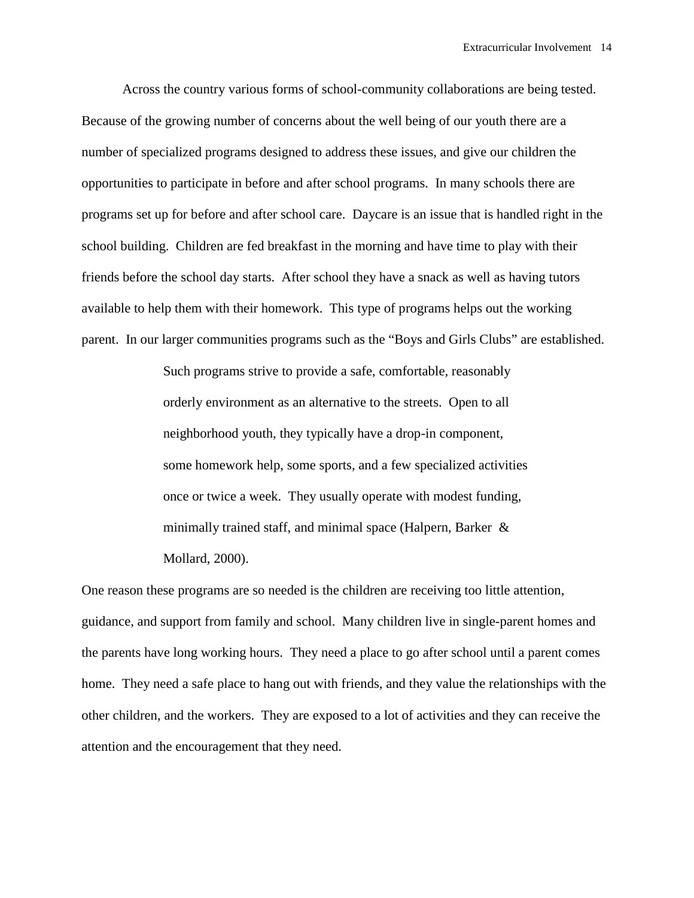Across the country various forms of school-community collaborations are being tested. Because of the growing number of concerns about the well being of our youth there are a number of specialized programs designed to address these issues, and give our children the opportunities to participate in before and after school programs. In many schools there are programs set up for before and after school care. Daycare is an issue that is handled right in the school building. Children are fed breakfast in the morning and have time to play with their friends before the school day starts. After school they have a snack as well as having tutors available to help them with their homework. This type of programs helps out the working parent. In our larger communities programs such as the “Boys and Girls Clubs” are established.

> Such programs strive to provide a safe, comfortable, reasonably orderly environment as an alternative to the streets. Open to all neighborhood youth, they typically have a drop-in component, some homework help, some sports, and a few specialized activities once or twice a week. They usually operate with modest funding, minimally trained staff, and minimal space (Halpern, Barker & Mollard, 2000).

One reason these programs are so needed is the children are receiving too little attention, guidance, and support from family and school. Many children live in single-parent homes and the parents have long working hours. They need a place to go after school until a parent comes home. They need a safe place to hang out with friends, and they value the relationships with the other children, and the workers. They are exposed to a lot of activities and they can receive the attention and the encouragement that they need.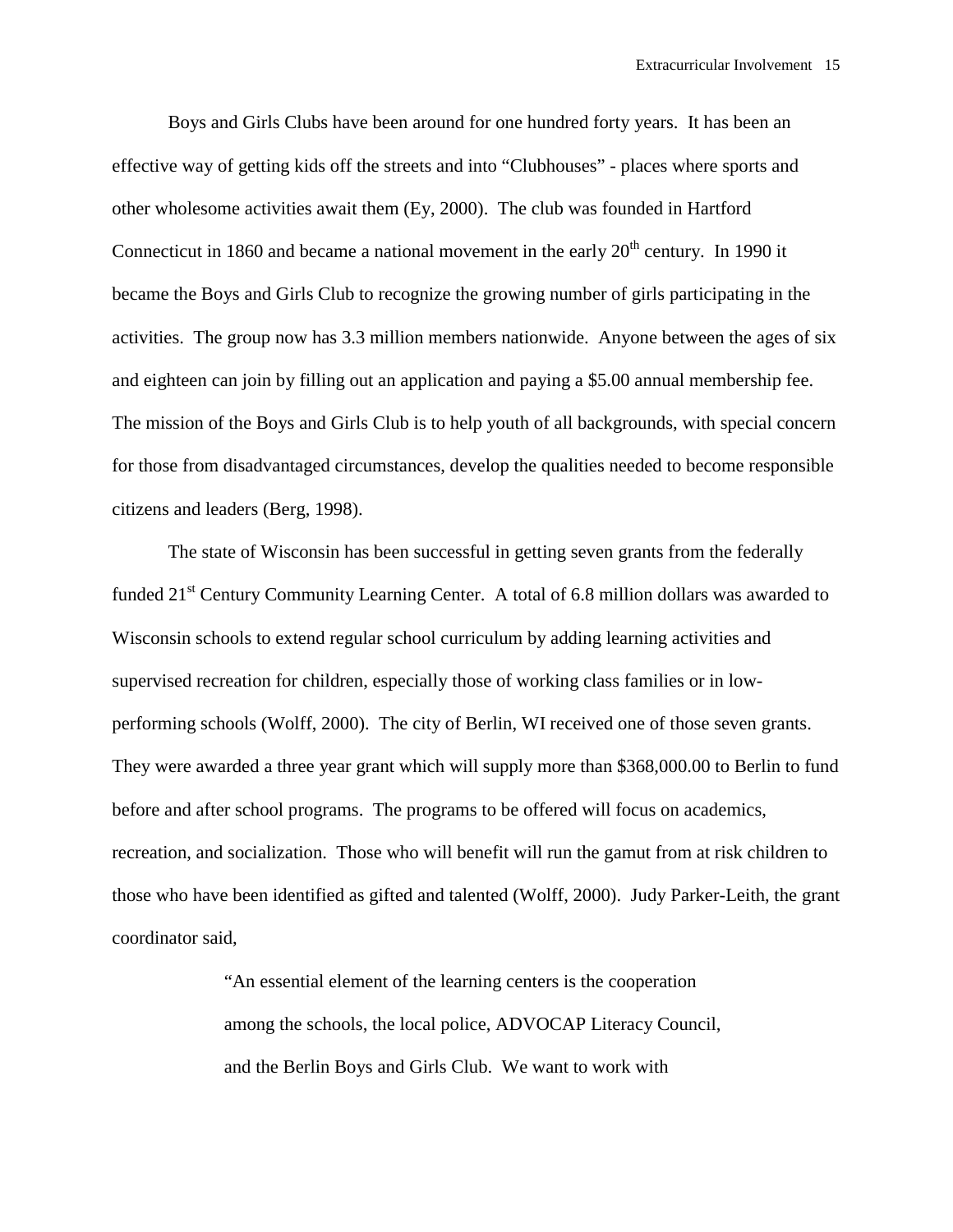Boys and Girls Clubs have been around for one hundred forty years. It has been an effective way of getting kids off the streets and into "Clubhouses" - places where sports and other wholesome activities await them (Ey, 2000). The club was founded in Hartford Connecticut in 1860 and became a national movement in the early 20th century. In 1990 it became the Boys and Girls Club to recognize the growing number of girls participating in the activities. The group now has 3.3 million members nationwide. Anyone between the ages of six and eighteen can join by filling out an application and paying a $5.00 annual membership fee. The mission of the Boys and Girls Club is to help youth of all backgrounds, with special concern for those from disadvantaged circumstances, develop the qualities needed to become responsible citizens and leaders (Berg, 1998).

The state of Wisconsin has been successful in getting seven grants from the federally funded 21st Century Community Learning Center. A total of 6.8 million dollars was awarded to Wisconsin schools to extend regular school curriculum by adding learning activities and supervised recreation for children, especially those of working class families or in low-performing schools (Wolff, 2000). The city of Berlin, WI received one of those seven grants. They were awarded a three year grant which will supply more than $368,000.00 to Berlin to fund before and after school programs. The programs to be offered will focus on academics, recreation, and socialization. Those who will benefit will run the gamut from at risk children to those who have been identified as gifted and talented (Wolff, 2000). Judy Parker-Leith, the grant coordinator said,

> "An essential element of the learning centers is the cooperation among the schools, the local police, ADVOCAP Literacy Council, and the Berlin Boys and Girls Club. We want to work with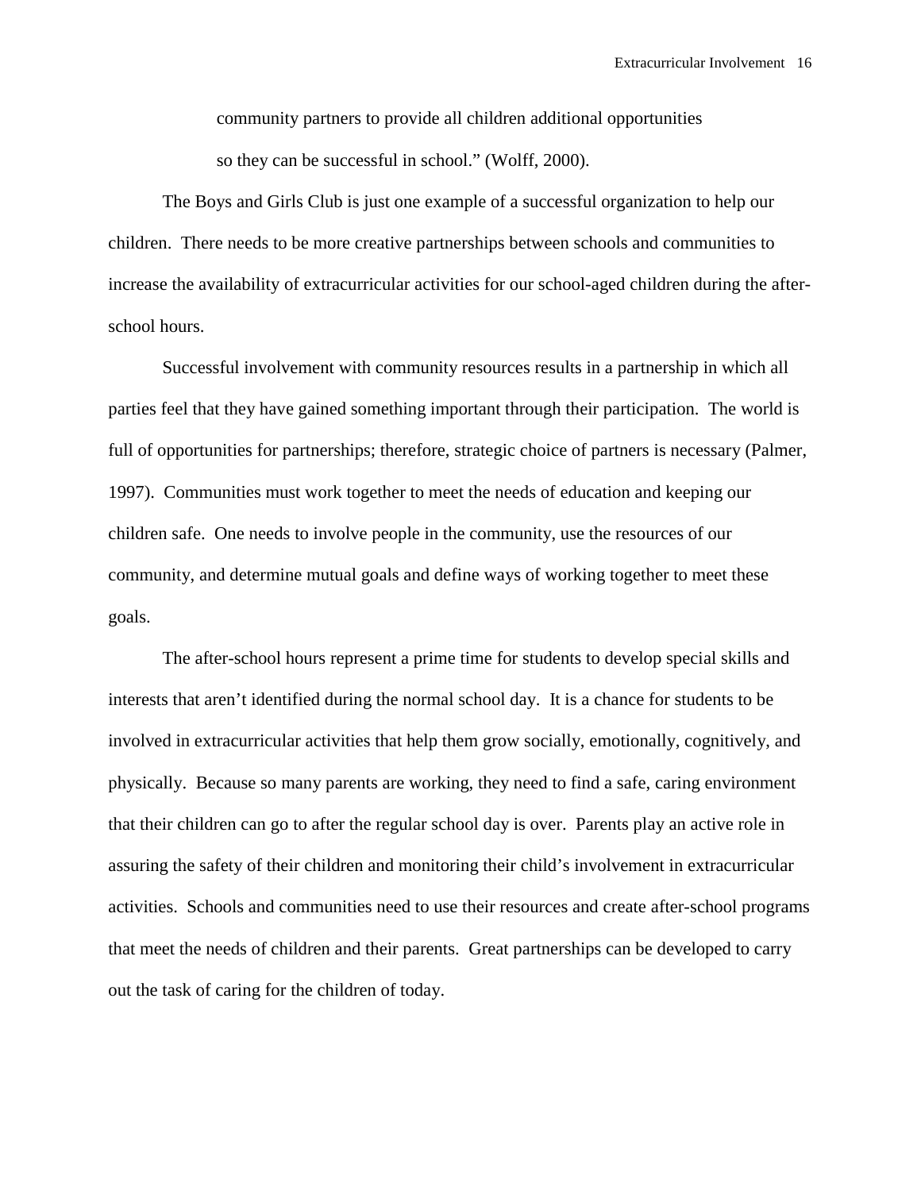> community partners to provide all children additional opportunities
> so they can be successful in school." (Wolff, 2000).

The Boys and Girls Club is just one example of a successful organization to help our children. There needs to be more creative partnerships between schools and communities to increase the availability of extracurricular activities for our school-aged children during the after-school hours.

Successful involvement with community resources results in a partnership in which all parties feel that they have gained something important through their participation. The world is full of opportunities for partnerships; therefore, strategic choice of partners is necessary (Palmer, 1997). Communities must work together to meet the needs of education and keeping our children safe. One needs to involve people in the community, use the resources of our community, and determine mutual goals and define ways of working together to meet these goals.

The after-school hours represent a prime time for students to develop special skills and interests that aren't identified during the normal school day. It is a chance for students to be involved in extracurricular activities that help them grow socially, emotionally, cognitively, and physically. Because so many parents are working, they need to find a safe, caring environment that their children can go to after the regular school day is over. Parents play an active role in assuring the safety of their children and monitoring their child's involvement in extracurricular activities. Schools and communities need to use their resources and create after-school programs that meet the needs of children and their parents. Great partnerships can be developed to carry out the task of caring for the children of today.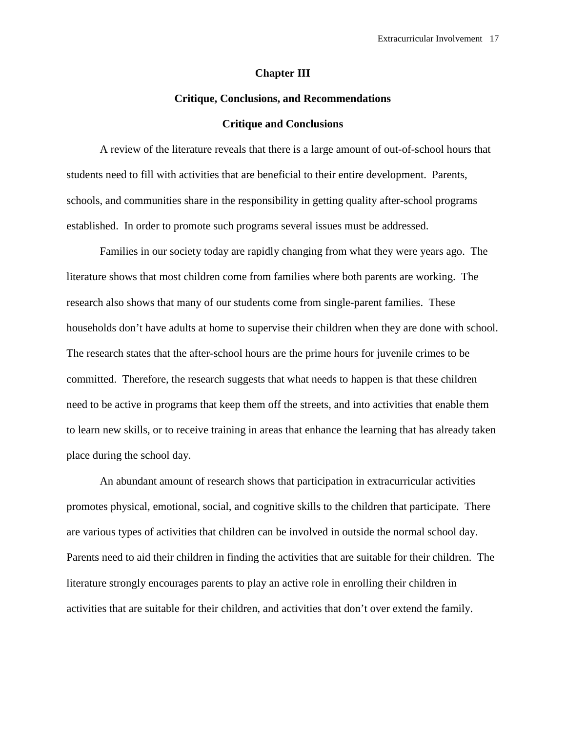# Chapter III

## Critique, Conclusions, and Recommendations

### Critique and Conclusions

A review of the literature reveals that there is a large amount of out-of-school hours that students need to fill with activities that are beneficial to their entire development. Parents, schools, and communities share in the responsibility in getting quality after-school programs established. In order to promote such programs several issues must be addressed.

Families in our society today are rapidly changing from what they were years ago. The literature shows that most children come from families where both parents are working. The research also shows that many of our students come from single-parent families. These households don't have adults at home to supervise their children when they are done with school. The research states that the after-school hours are the prime hours for juvenile crimes to be committed. Therefore, the research suggests that what needs to happen is that these children need to be active in programs that keep them off the streets, and into activities that enable them to learn new skills, or to receive training in areas that enhance the learning that has already taken place during the school day.

An abundant amount of research shows that participation in extracurricular activities promotes physical, emotional, social, and cognitive skills to the children that participate. There are various types of activities that children can be involved in outside the normal school day. Parents need to aid their children in finding the activities that are suitable for their children. The literature strongly encourages parents to play an active role in enrolling their children in activities that are suitable for their children, and activities that don't over extend the family.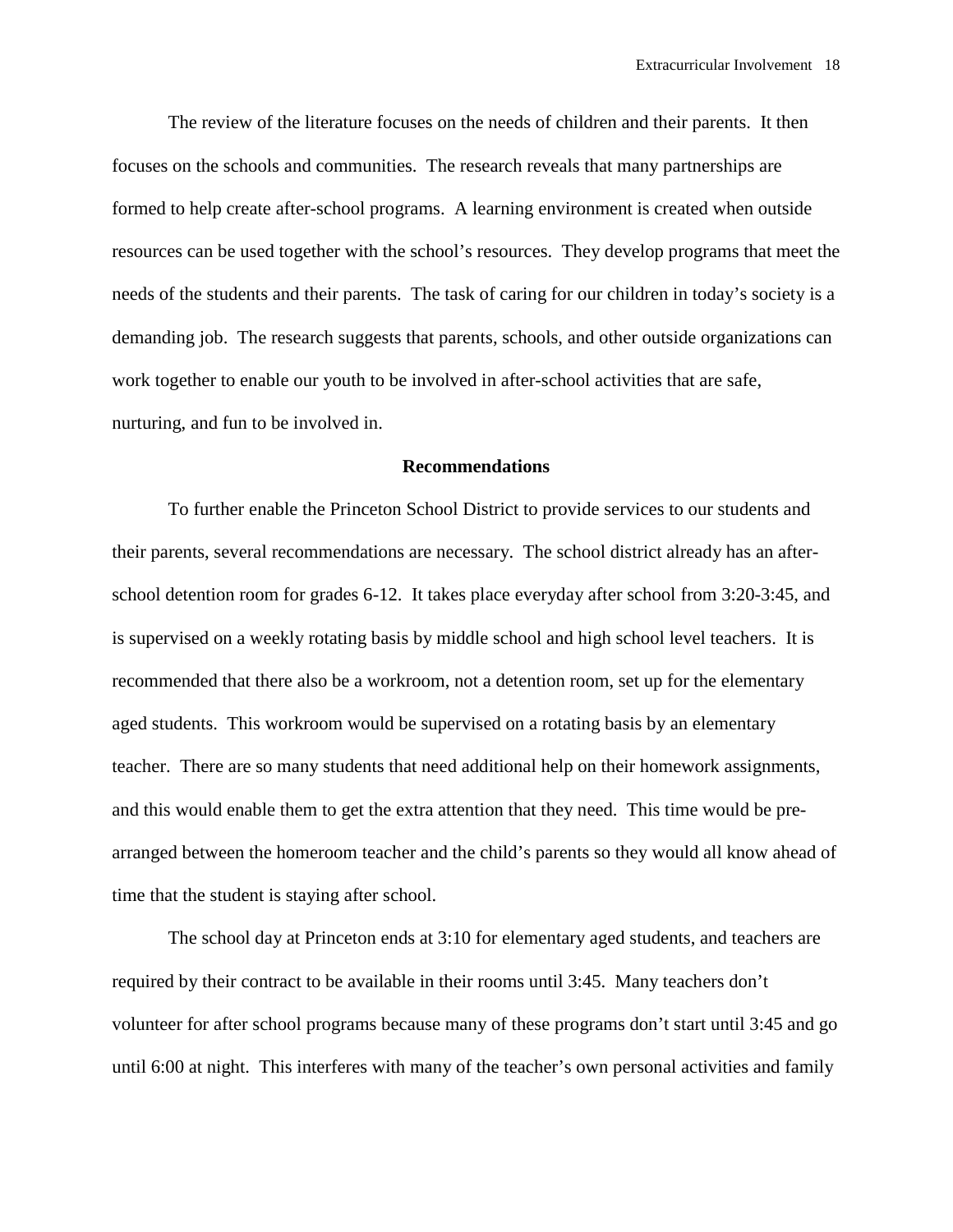The review of the literature focuses on the needs of children and their parents. It then focuses on the schools and communities. The research reveals that many partnerships are formed to help create after-school programs. A learning environment is created when outside resources can be used together with the school's resources. They develop programs that meet the needs of the students and their parents. The task of caring for our children in today's society is a demanding job. The research suggests that parents, schools, and other outside organizations can work together to enable our youth to be involved in after-school activities that are safe, nurturing, and fun to be involved in.

## Recommendations

To further enable the Princeton School District to provide services to our students and their parents, several recommendations are necessary. The school district already has an after-school detention room for grades 6-12. It takes place everyday after school from 3:20-3:45, and is supervised on a weekly rotating basis by middle school and high school level teachers. It is recommended that there also be a workroom, not a detention room, set up for the elementary aged students. This workroom would be supervised on a rotating basis by an elementary teacher. There are so many students that need additional help on their homework assignments, and this would enable them to get the extra attention that they need. This time would be pre-arranged between the homeroom teacher and the child's parents so they would all know ahead of time that the student is staying after school.

The school day at Princeton ends at 3:10 for elementary aged students, and teachers are required by their contract to be available in their rooms until 3:45. Many teachers don't volunteer for after school programs because many of these programs don't start until 3:45 and go until 6:00 at night. This interferes with many of the teacher's own personal activities and family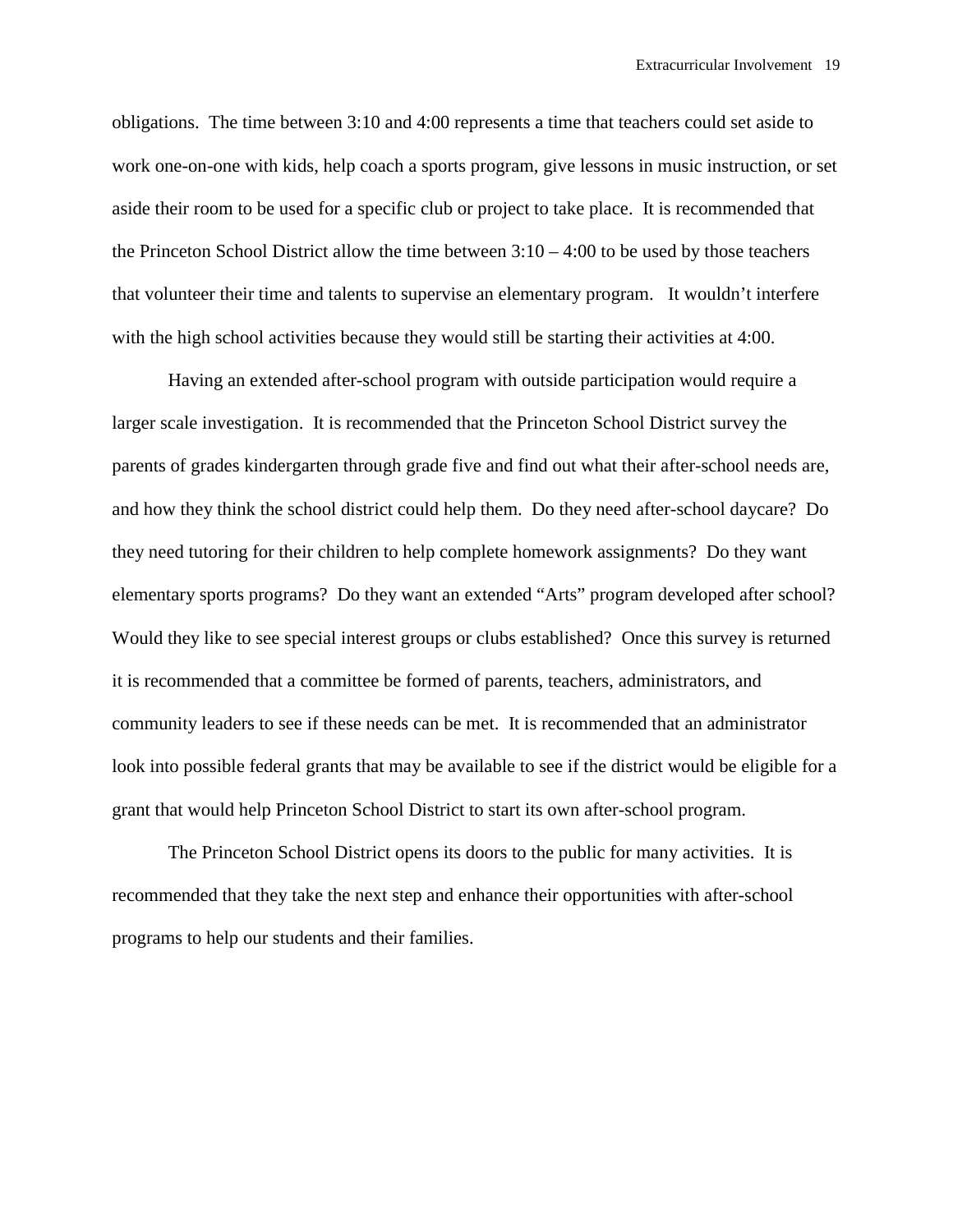obligations. The time between 3:10 and 4:00 represents a time that teachers could set aside to work one-on-one with kids, help coach a sports program, give lessons in music instruction, or set aside their room to be used for a specific club or project to take place. It is recommended that the Princeton School District allow the time between 3:10 – 4:00 to be used by those teachers that volunteer their time and talents to supervise an elementary program. It wouldn't interfere with the high school activities because they would still be starting their activities at 4:00.

Having an extended after-school program with outside participation would require a larger scale investigation. It is recommended that the Princeton School District survey the parents of grades kindergarten through grade five and find out what their after-school needs are, and how they think the school district could help them. Do they need after-school daycare? Do they need tutoring for their children to help complete homework assignments? Do they want elementary sports programs? Do they want an extended "Arts" program developed after school? Would they like to see special interest groups or clubs established? Once this survey is returned it is recommended that a committee be formed of parents, teachers, administrators, and community leaders to see if these needs can be met. It is recommended that an administrator look into possible federal grants that may be available to see if the district would be eligible for a grant that would help Princeton School District to start its own after-school program.

The Princeton School District opens its doors to the public for many activities. It is recommended that they take the next step and enhance their opportunities with after-school programs to help our students and their families.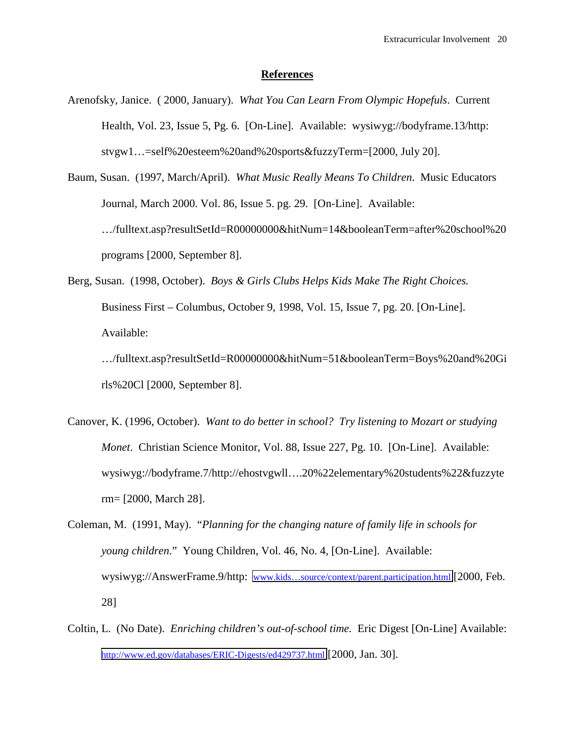## References

Arenofsky, Janice. ( 2000, January). *What You Can Learn From Olympic Hopefuls*. Current Health, Vol. 23, Issue 5, Pg. 6. [On-Line]. Available: wysiwyg://bodyframe.13/http: stvgw1…=self%20esteem%20and%20sports&fuzzyTerm=[2000, July 20].

Baum, Susan. (1997, March/April). *What Music Really Means To Children*. Music Educators Journal, March 2000. Vol. 86, Issue 5. pg. 29. [On-Line]. Available: …/fulltext.asp?resultSetId=R00000000&hitNum=14&booleanTerm=after%20school%20 programs [2000, September 8].

Berg, Susan. (1998, October). *Boys & Girls Clubs Helps Kids Make The Right Choices.* Business First – Columbus, October 9, 1998, Vol. 15, Issue 7, pg. 20. [On-Line]. Available: …/fulltext.asp?resultSetId=R00000000&hitNum=51&booleanTerm=Boys%20and%20Girls%20Cl [2000, September 8].

Canover, K. (1996, October). *Want to do better in school? Try listening to Mozart or studying Monet*. Christian Science Monitor, Vol. 88, Issue 227, Pg. 10. [On-Line]. Available: wysiwyg://bodyframe.7/http://ehostvgwll….20%22elementary%20students%22&fuzzyterm= [2000, March 28].

Coleman, M. (1991, May). "*Planning for the changing nature of family life in schools for young children*." Young Children, Vol. 46, No. 4, [On-Line]. Available: wysiwyg://AnswerFrame.9/http: www.kids…source/context/parent.participation.html [2000, Feb. 28]

Coltin, L. (No Date). *Enriching children's out-of-school time.* Eric Digest [On-Line] Available: http://www.ed.gov/databases/ERIC-Digests/ed429737.html [2000, Jan. 30].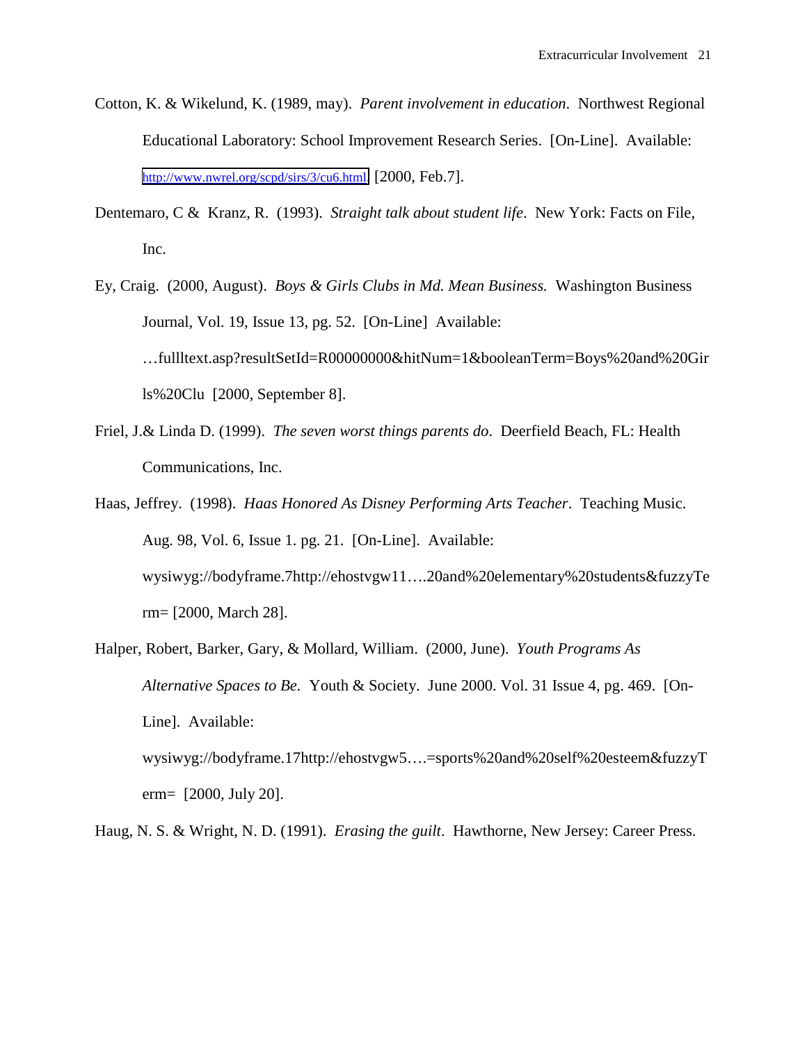Cotton, K. & Wikelund, K. (1989, may). *Parent involvement in education*. Northwest Regional Educational Laboratory: School Improvement Research Series. [On-Line]. Available: http://www.nwrel.org/scpd/sirs/3/cu6.html [2000, Feb.7].

Dentemaro, C & Kranz, R. (1993). *Straight talk about student life*. New York: Facts on File, Inc.

Ey, Craig. (2000, August). *Boys & Girls Clubs in Md. Mean Business.* Washington Business Journal, Vol. 19, Issue 13, pg. 52. [On-Line] Available: …fullltext.asp?resultSetId=R00000000&hitNum=1&booleanTerm=Boys%20and%20Girls%20Clu [2000, September 8].

Friel, J.& Linda D. (1999). *The seven worst things parents do*. Deerfield Beach, FL: Health Communications, Inc.

Haas, Jeffrey. (1998). *Haas Honored As Disney Performing Arts Teacher*. Teaching Music. Aug. 98, Vol. 6, Issue 1. pg. 21. [On-Line]. Available: wysiwyg://bodyframe.7http://ehostvgw11….20and%20elementary%20students&fuzzyTerm= [2000, March 28].

Halper, Robert, Barker, Gary, & Mollard, William. (2000, June). *Youth Programs As Alternative Spaces to Be.* Youth & Society. June 2000. Vol. 31 Issue 4, pg. 469. [On-Line]. Available: wysiwyg://bodyframe.17http://ehostvgw5….=sports%20and%20self%20esteem&fuzzyTerm= [2000, July 20].

Haug, N. S. & Wright, N. D. (1991). *Erasing the guilt*. Hawthorne, New Jersey: Career Press.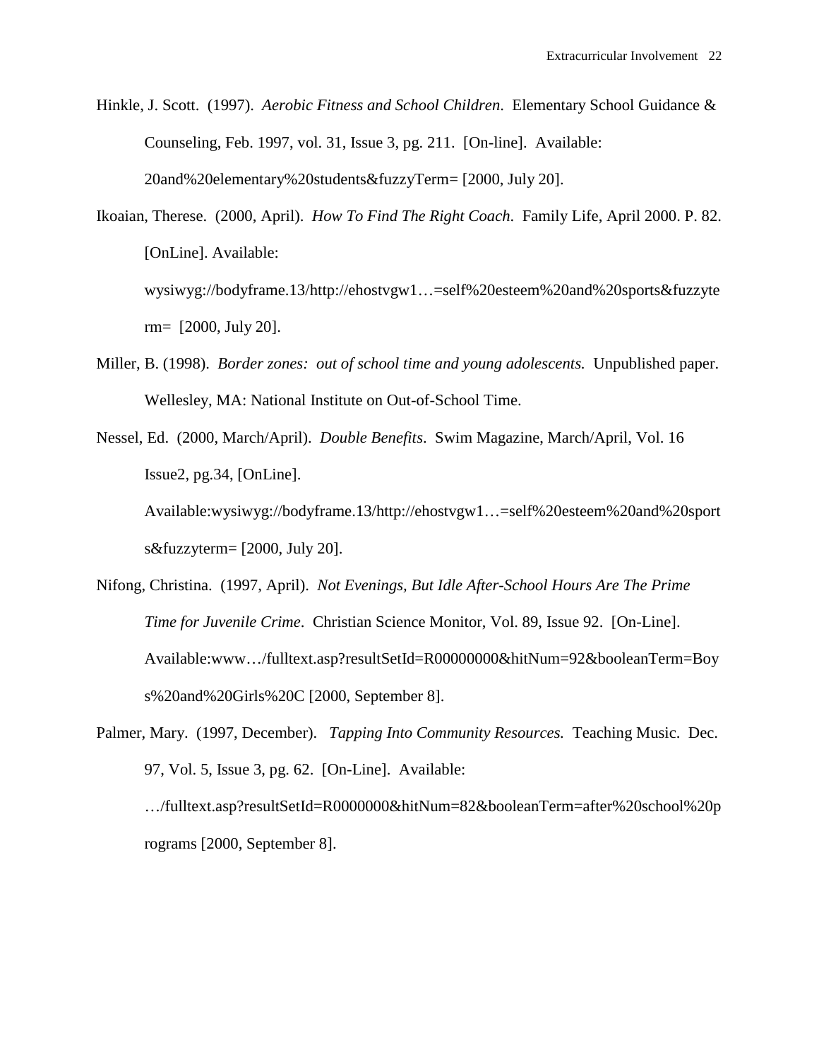Hinkle, J. Scott. (1997). *Aerobic Fitness and School Children.* Elementary School Guidance & Counseling, Feb. 1997, vol. 31, Issue 3, pg. 211. [On-line]. Available: 20and%20elementary%20students&fuzzyTerm= [2000, July 20].

Ikoaian, Therese. (2000, April). *How To Find The Right Coach.* Family Life, April 2000. P. 82. [OnLine]. Available: wysiwyg://bodyframe.13/http://ehostvgw1…=self%20esteem%20and%20sports&fuzzyterm= [2000, July 20].

Miller, B. (1998). *Border zones: out of school time and young adolescents.* Unpublished paper. Wellesley, MA: National Institute on Out-of-School Time.

Nessel, Ed. (2000, March/April). *Double Benefits*. Swim Magazine, March/April, Vol. 16 Issue2, pg.34, [OnLine]. Available:wysiwyg://bodyframe.13/http://ehostvgw1…=self%20esteem%20and%20sports&fuzzyterm= [2000, July 20].

Nifong, Christina. (1997, April). *Not Evenings, But Idle After-School Hours Are The Prime Time for Juvenile Crime*. Christian Science Monitor, Vol. 89, Issue 92. [On-Line]. Available:www…/fulltext.asp?resultSetId=R00000000&hitNum=92&booleanTerm=Boys%20and%20Girls%20C [2000, September 8].

Palmer, Mary. (1997, December). *Tapping Into Community Resources.* Teaching Music. Dec. 97, Vol. 5, Issue 3, pg. 62. [On-Line]. Available: …/fulltext.asp?resultSetId=R0000000&hitNum=82&booleanTerm=after%20school%20programs [2000, September 8].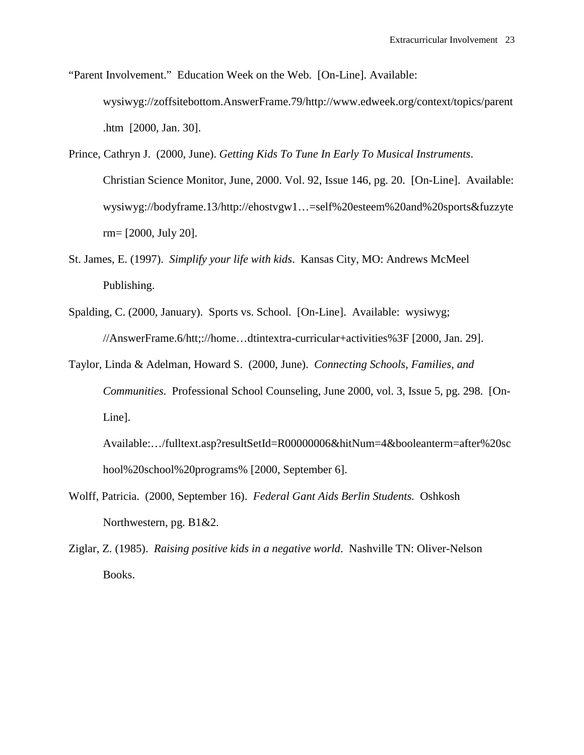“Parent Involvement.” Education Week on the Web. [On-Line]. Available: wysiwyg://zoffsitebottom.AnswerFrame.79/http://www.edweek.org/context/topics/parent.htm [2000, Jan. 30].

Prince, Cathryn J. (2000, June). *Getting Kids To Tune In Early To Musical Instruments*. Christian Science Monitor, June, 2000. Vol. 92, Issue 146, pg. 20. [On-Line]. Available: wysiwyg://bodyframe.13/http://ehostvgw1…=self%20esteem%20and%20sports&fuzzyterm= [2000, July 20].

St. James, E. (1997). *Simplify your life with kids*. Kansas City, MO: Andrews McMeel Publishing.

Spalding, C. (2000, January). Sports vs. School. [On-Line]. Available: wysiwyg; //AnswerFrame.6/htt;://home…dtintextra-curricular+activities%3F [2000, Jan. 29].

Taylor, Linda & Adelman, Howard S. (2000, June). *Connecting Schools, Families, and Communities*. Professional School Counseling, June 2000, vol. 3, Issue 5, pg. 298. [On-Line].

Available:…/fulltext.asp?resultSetId=R00000006&hitNum=4&booleanterm=after%20school%20school%20programs% [2000, September 6].

Wolff, Patricia. (2000, September 16). *Federal Gant Aids Berlin Students.* Oshkosh Northwestern, pg. B1&2.

Ziglar, Z. (1985). *Raising positive kids in a negative world*. Nashville TN: Oliver-Nelson Books.